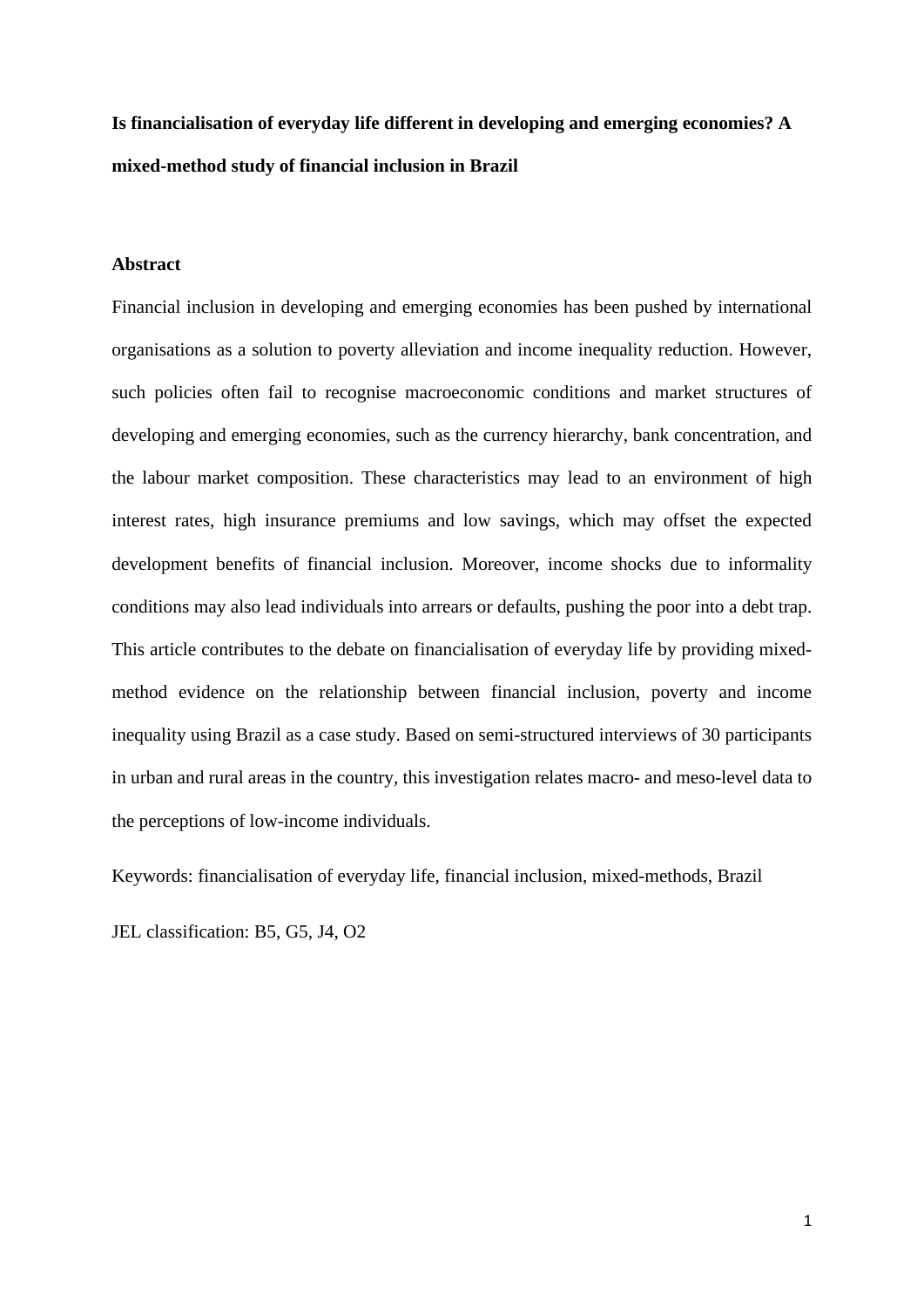# Is financialisation of everyday life different in developing and emerging economies? A mixed-method study of financial inclusion in Brazil

## Abstract

Financial inclusion in developing and emerging economies has been pushed by international organisations as a solution to poverty alleviation and income inequality reduction. However, such policies often fail to recognise macroeconomic conditions and market structures of developing and emerging economies, such as the currency hierarchy, bank concentration, and the labour market composition. These characteristics may lead to an environment of high interest rates, high insurance premiums and low savings, which may offset the expected development benefits of financial inclusion. Moreover, income shocks due to informality conditions may also lead individuals into arrears or defaults, pushing the poor into a debt trap. This article contributes to the debate on financialisation of everyday life by providing mixed-method evidence on the relationship between financial inclusion, poverty and income inequality using Brazil as a case study. Based on semi-structured interviews of 30 participants in urban and rural areas in the country, this investigation relates macro- and meso-level data to the perceptions of low-income individuals.

Keywords: financialisation of everyday life, financial inclusion, mixed-methods, Brazil

JEL classification: B5, G5, J4, O2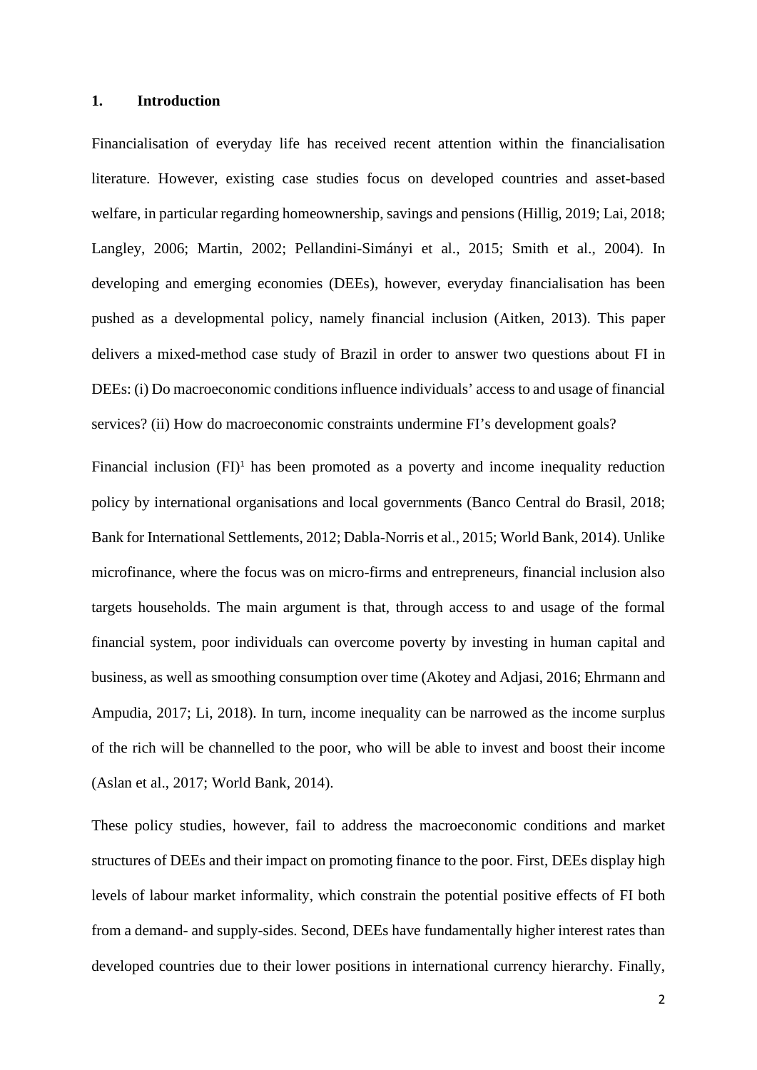# 1. Introduction

Financialisation of everyday life has received recent attention within the financialisation literature. However, existing case studies focus on developed countries and asset-based welfare, in particular regarding homeownership, savings and pensions (Hillig, 2019; Lai, 2018; Langley, 2006; Martin, 2002; Pellandini-Simányi et al., 2015; Smith et al., 2004). In developing and emerging economies (DEEs), however, everyday financialisation has been pushed as a developmental policy, namely financial inclusion (Aitken, 2013). This paper delivers a mixed-method case study of Brazil in order to answer two questions about FI in DEEs: (i) Do macroeconomic conditions influence individuals' access to and usage of financial services? (ii) How do macroeconomic constraints undermine FI's development goals?

Financial inclusion (FI)[1] has been promoted as a poverty and income inequality reduction policy by international organisations and local governments (Banco Central do Brasil, 2018; Bank for International Settlements, 2012; Dabla-Norris et al., 2015; World Bank, 2014). Unlike microfinance, where the focus was on micro-firms and entrepreneurs, financial inclusion also targets households. The main argument is that, through access to and usage of the formal financial system, poor individuals can overcome poverty by investing in human capital and business, as well as smoothing consumption over time (Akotey and Adjasi, 2016; Ehrmann and Ampudia, 2017; Li, 2018). In turn, income inequality can be narrowed as the income surplus of the rich will be channelled to the poor, who will be able to invest and boost their income (Aslan et al., 2017; World Bank, 2014).

These policy studies, however, fail to address the macroeconomic conditions and market structures of DEEs and their impact on promoting finance to the poor. First, DEEs display high levels of labour market informality, which constrain the potential positive effects of FI both from a demand- and supply-sides. Second, DEEs have fundamentally higher interest rates than developed countries due to their lower positions in international currency hierarchy. Finally,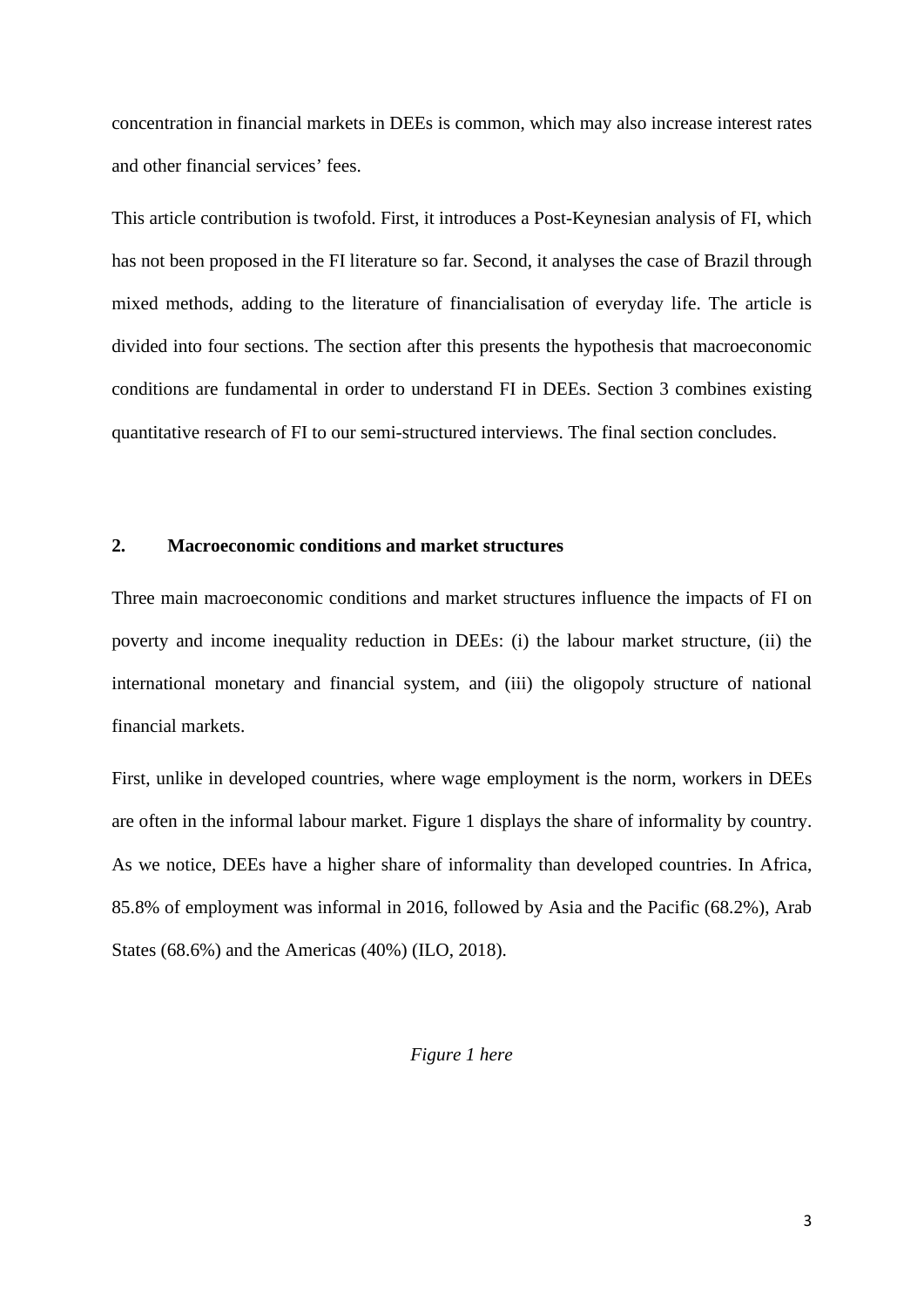concentration in financial markets in DEEs is common, which may also increase interest rates and other financial services' fees.

This article contribution is twofold. First, it introduces a Post-Keynesian analysis of FI, which has not been proposed in the FI literature so far. Second, it analyses the case of Brazil through mixed methods, adding to the literature of financialisation of everyday life. The article is divided into four sections. The section after this presents the hypothesis that macroeconomic conditions are fundamental in order to understand FI in DEEs. Section 3 combines existing quantitative research of FI to our semi-structured interviews. The final section concludes.

## 2. Macroeconomic conditions and market structures

Three main macroeconomic conditions and market structures influence the impacts of FI on poverty and income inequality reduction in DEEs: (i) the labour market structure, (ii) the international monetary and financial system, and (iii) the oligopoly structure of national financial markets.

First, unlike in developed countries, where wage employment is the norm, workers in DEEs are often in the informal labour market. Figure 1 displays the share of informality by country. As we notice, DEEs have a higher share of informality than developed countries. In Africa, 85.8% of employment was informal in 2016, followed by Asia and the Pacific (68.2%), Arab States (68.6%) and the Americas (40%) (ILO, 2018).

*Figure 1 here*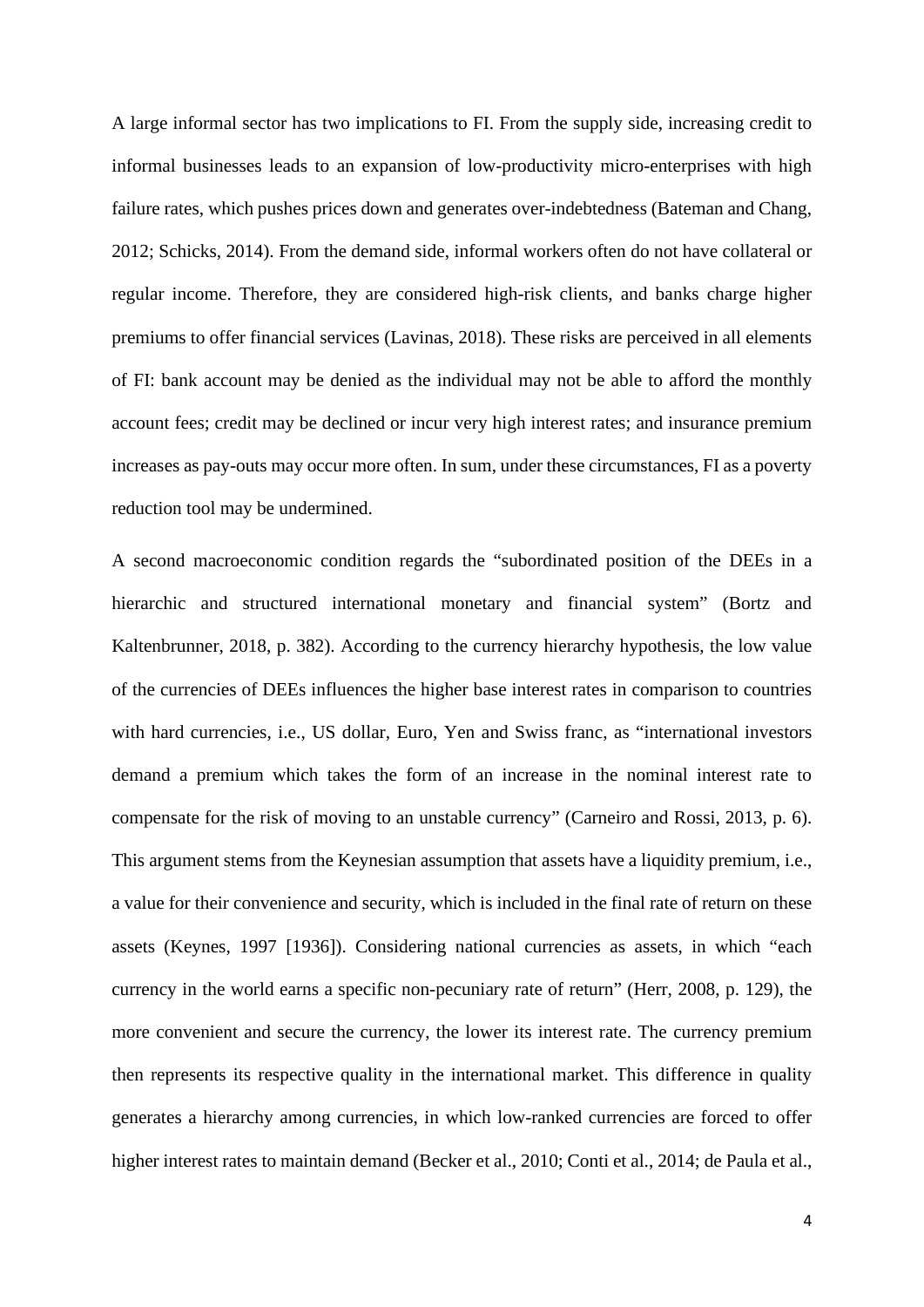A large informal sector has two implications to FI. From the supply side, increasing credit to informal businesses leads to an expansion of low-productivity micro-enterprises with high failure rates, which pushes prices down and generates over-indebtedness (Bateman and Chang, 2012; Schicks, 2014). From the demand side, informal workers often do not have collateral or regular income. Therefore, they are considered high-risk clients, and banks charge higher premiums to offer financial services (Lavinas, 2018). These risks are perceived in all elements of FI: bank account may be denied as the individual may not be able to afford the monthly account fees; credit may be declined or incur very high interest rates; and insurance premium increases as pay-outs may occur more often. In sum, under these circumstances, FI as a poverty reduction tool may be undermined.

A second macroeconomic condition regards the "subordinated position of the DEEs in a hierarchic and structured international monetary and financial system" (Bortz and Kaltenbrunner, 2018, p. 382). According to the currency hierarchy hypothesis, the low value of the currencies of DEEs influences the higher base interest rates in comparison to countries with hard currencies, i.e., US dollar, Euro, Yen and Swiss franc, as "international investors demand a premium which takes the form of an increase in the nominal interest rate to compensate for the risk of moving to an unstable currency" (Carneiro and Rossi, 2013, p. 6). This argument stems from the Keynesian assumption that assets have a liquidity premium, i.e., a value for their convenience and security, which is included in the final rate of return on these assets (Keynes, 1997 [1936]). Considering national currencies as assets, in which "each currency in the world earns a specific non-pecuniary rate of return" (Herr, 2008, p. 129), the more convenient and secure the currency, the lower its interest rate. The currency premium then represents its respective quality in the international market. This difference in quality generates a hierarchy among currencies, in which low-ranked currencies are forced to offer higher interest rates to maintain demand (Becker et al., 2010; Conti et al., 2014; de Paula et al.,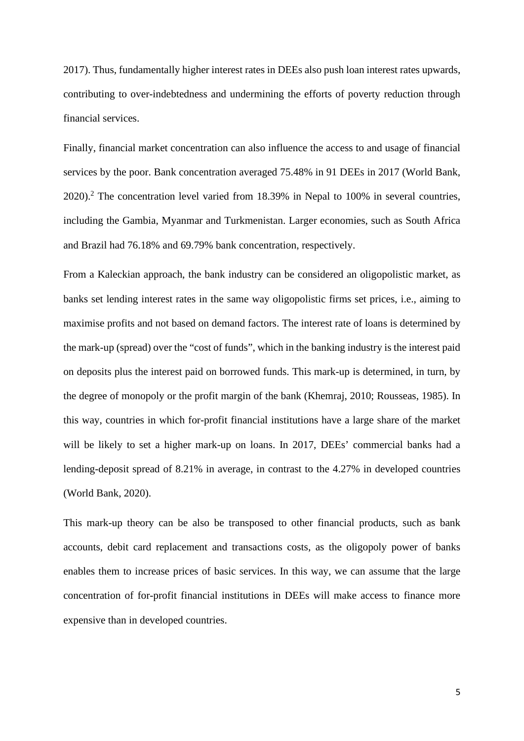2017). Thus, fundamentally higher interest rates in DEEs also push loan interest rates upwards, contributing to over-indebtedness and undermining the efforts of poverty reduction through financial services.

Finally, financial market concentration can also influence the access to and usage of financial services by the poor. Bank concentration averaged 75.48% in 91 DEEs in 2017 (World Bank, 2020).[2] The concentration level varied from 18.39% in Nepal to 100% in several countries, including the Gambia, Myanmar and Turkmenistan. Larger economies, such as South Africa and Brazil had 76.18% and 69.79% bank concentration, respectively.

From a Kaleckian approach, the bank industry can be considered an oligopolistic market, as banks set lending interest rates in the same way oligopolistic firms set prices, i.e., aiming to maximise profits and not based on demand factors. The interest rate of loans is determined by the mark-up (spread) over the "cost of funds", which in the banking industry is the interest paid on deposits plus the interest paid on borrowed funds. This mark-up is determined, in turn, by the degree of monopoly or the profit margin of the bank (Khemraj, 2010; Rousseas, 1985). In this way, countries in which for-profit financial institutions have a large share of the market will be likely to set a higher mark-up on loans. In 2017, DEEs' commercial banks had a lending-deposit spread of 8.21% in average, in contrast to the 4.27% in developed countries (World Bank, 2020).

This mark-up theory can be also be transposed to other financial products, such as bank accounts, debit card replacement and transactions costs, as the oligopoly power of banks enables them to increase prices of basic services. In this way, we can assume that the large concentration of for-profit financial institutions in DEEs will make access to finance more expensive than in developed countries.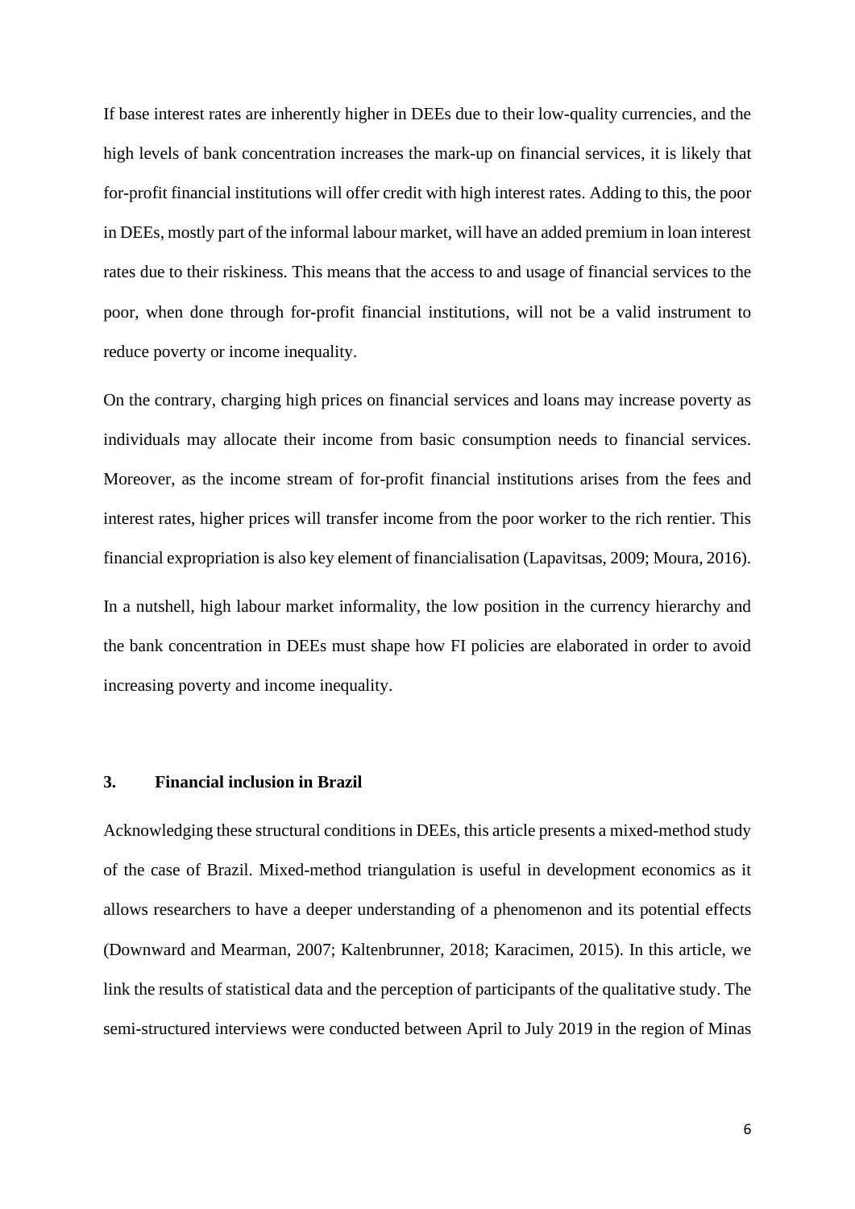If base interest rates are inherently higher in DEEs due to their low-quality currencies, and the high levels of bank concentration increases the mark-up on financial services, it is likely that for-profit financial institutions will offer credit with high interest rates. Adding to this, the poor in DEEs, mostly part of the informal labour market, will have an added premium in loan interest rates due to their riskiness. This means that the access to and usage of financial services to the poor, when done through for-profit financial institutions, will not be a valid instrument to reduce poverty or income inequality.

On the contrary, charging high prices on financial services and loans may increase poverty as individuals may allocate their income from basic consumption needs to financial services. Moreover, as the income stream of for-profit financial institutions arises from the fees and interest rates, higher prices will transfer income from the poor worker to the rich rentier. This financial expropriation is also key element of financialisation (Lapavitsas, 2009; Moura, 2016).

In a nutshell, high labour market informality, the low position in the currency hierarchy and the bank concentration in DEEs must shape how FI policies are elaborated in order to avoid increasing poverty and income inequality.

## 3. Financial inclusion in Brazil

Acknowledging these structural conditions in DEEs, this article presents a mixed-method study of the case of Brazil. Mixed-method triangulation is useful in development economics as it allows researchers to have a deeper understanding of a phenomenon and its potential effects (Downward and Mearman, 2007; Kaltenbrunner, 2018; Karacimen, 2015). In this article, we link the results of statistical data and the perception of participants of the qualitative study. The semi-structured interviews were conducted between April to July 2019 in the region of Minas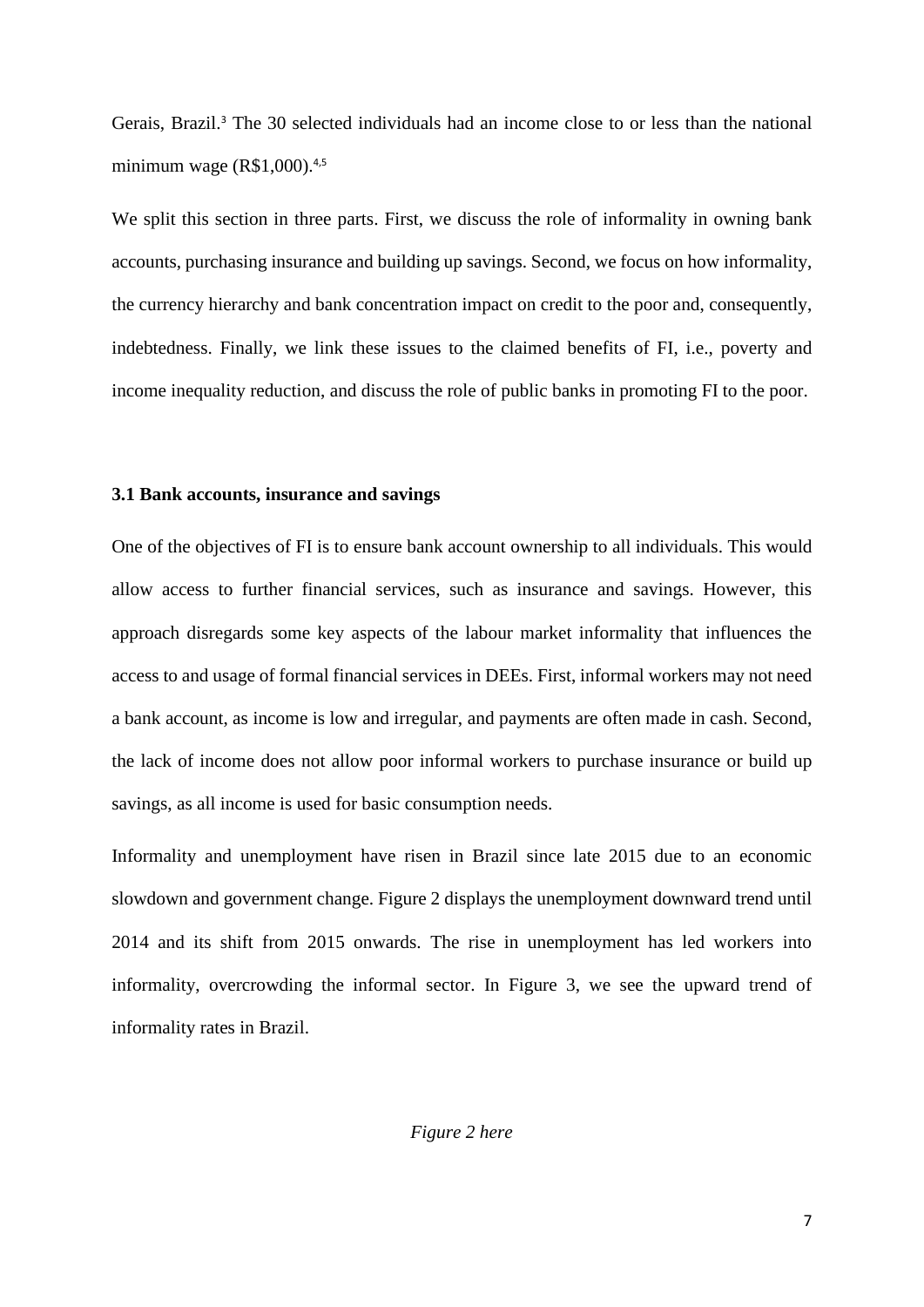Gerais, Brazil.[3] The 30 selected individuals had an income close to or less than the national minimum wage (R$1,000).[4,5]

We split this section in three parts. First, we discuss the role of informality in owning bank accounts, purchasing insurance and building up savings. Second, we focus on how informality, the currency hierarchy and bank concentration impact on credit to the poor and, consequently, indebtedness. Finally, we link these issues to the claimed benefits of FI, i.e., poverty and income inequality reduction, and discuss the role of public banks in promoting FI to the poor.

### 3.1 Bank accounts, insurance and savings

One of the objectives of FI is to ensure bank account ownership to all individuals. This would allow access to further financial services, such as insurance and savings. However, this approach disregards some key aspects of the labour market informality that influences the access to and usage of formal financial services in DEEs. First, informal workers may not need a bank account, as income is low and irregular, and payments are often made in cash. Second, the lack of income does not allow poor informal workers to purchase insurance or build up savings, as all income is used for basic consumption needs.

Informality and unemployment have risen in Brazil since late 2015 due to an economic slowdown and government change. Figure 2 displays the unemployment downward trend until 2014 and its shift from 2015 onwards. The rise in unemployment has led workers into informality, overcrowding the informal sector. In Figure 3, we see the upward trend of informality rates in Brazil.

*Figure 2 here*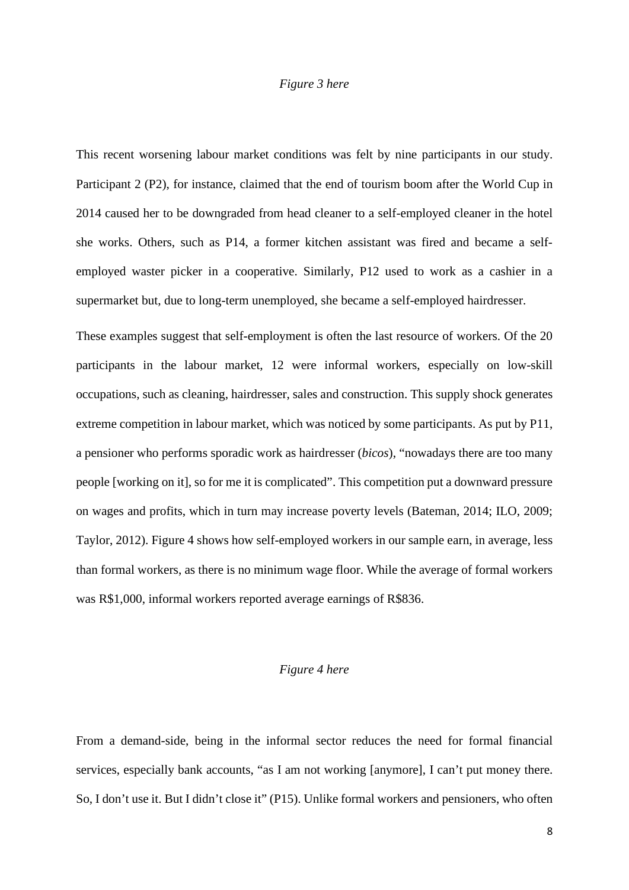*Figure 3 here*

This recent worsening labour market conditions was felt by nine participants in our study. Participant 2 (P2), for instance, claimed that the end of tourism boom after the World Cup in 2014 caused her to be downgraded from head cleaner to a self-employed cleaner in the hotel she works. Others, such as P14, a former kitchen assistant was fired and became a self-employed waster picker in a cooperative. Similarly, P12 used to work as a cashier in a supermarket but, due to long-term unemployed, she became a self-employed hairdresser.

These examples suggest that self-employment is often the last resource of workers. Of the 20 participants in the labour market, 12 were informal workers, especially on low-skill occupations, such as cleaning, hairdresser, sales and construction. This supply shock generates extreme competition in labour market, which was noticed by some participants. As put by P11, a pensioner who performs sporadic work as hairdresser (*bicos*), "nowadays there are too many people [working on it], so for me it is complicated". This competition put a downward pressure on wages and profits, which in turn may increase poverty levels (Bateman, 2014; ILO, 2009; Taylor, 2012). Figure 4 shows how self-employed workers in our sample earn, in average, less than formal workers, as there is no minimum wage floor. While the average of formal workers was R$1,000, informal workers reported average earnings of R$836.

*Figure 4 here*

From a demand-side, being in the informal sector reduces the need for formal financial services, especially bank accounts, "as I am not working [anymore], I can't put money there. So, I don't use it. But I didn't close it" (P15). Unlike formal workers and pensioners, who often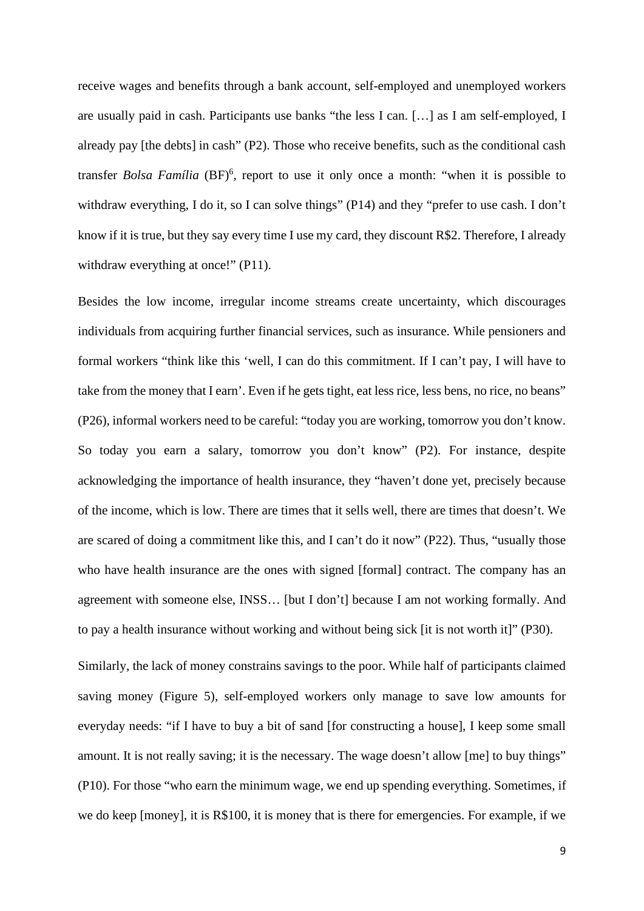receive wages and benefits through a bank account, self-employed and unemployed workers are usually paid in cash. Participants use banks "the less I can. […] as I am self-employed, I already pay [the debts] in cash" (P2). Those who receive benefits, such as the conditional cash transfer *Bolsa Família* (BF)[6], report to use it only once a month: "when it is possible to withdraw everything, I do it, so I can solve things" (P14) and they "prefer to use cash. I don't know if it is true, but they say every time I use my card, they discount R$2. Therefore, I already withdraw everything at once!" (P11).

Besides the low income, irregular income streams create uncertainty, which discourages individuals from acquiring further financial services, such as insurance. While pensioners and formal workers "think like this 'well, I can do this commitment. If I can't pay, I will have to take from the money that I earn'. Even if he gets tight, eat less rice, less bens, no rice, no beans" (P26), informal workers need to be careful: "today you are working, tomorrow you don't know. So today you earn a salary, tomorrow you don't know" (P2). For instance, despite acknowledging the importance of health insurance, they "haven't done yet, precisely because of the income, which is low. There are times that it sells well, there are times that doesn't. We are scared of doing a commitment like this, and I can't do it now" (P22). Thus, "usually those who have health insurance are the ones with signed [formal] contract. The company has an agreement with someone else, INSS… [but I don't] because I am not working formally. And to pay a health insurance without working and without being sick [it is not worth it]" (P30).

Similarly, the lack of money constrains savings to the poor. While half of participants claimed saving money (Figure 5), self-employed workers only manage to save low amounts for everyday needs: "if I have to buy a bit of sand [for constructing a house], I keep some small amount. It is not really saving; it is the necessary. The wage doesn't allow [me] to buy things" (P10). For those "who earn the minimum wage, we end up spending everything. Sometimes, if we do keep [money], it is R$100, it is money that is there for emergencies. For example, if we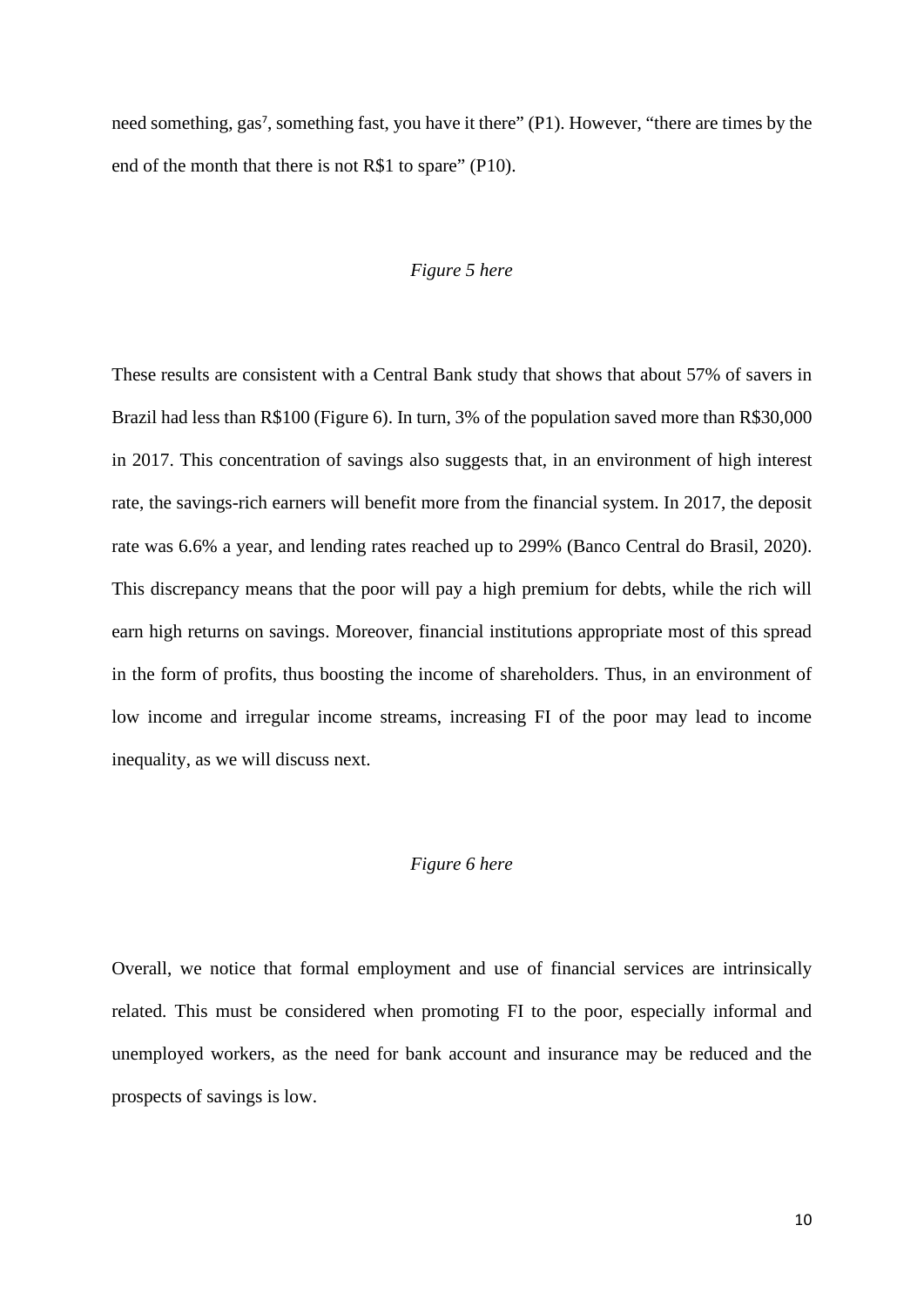need something, gas[7], something fast, you have it there" (P1). However, "there are times by the end of the month that there is not R$1 to spare" (P10).

*Figure 5 here*

These results are consistent with a Central Bank study that shows that about 57% of savers in Brazil had less than R$100 (Figure 6). In turn, 3% of the population saved more than R$30,000 in 2017. This concentration of savings also suggests that, in an environment of high interest rate, the savings-rich earners will benefit more from the financial system. In 2017, the deposit rate was 6.6% a year, and lending rates reached up to 299% (Banco Central do Brasil, 2020). This discrepancy means that the poor will pay a high premium for debts, while the rich will earn high returns on savings. Moreover, financial institutions appropriate most of this spread in the form of profits, thus boosting the income of shareholders. Thus, in an environment of low income and irregular income streams, increasing FI of the poor may lead to income inequality, as we will discuss next.

*Figure 6 here*

Overall, we notice that formal employment and use of financial services are intrinsically related. This must be considered when promoting FI to the poor, especially informal and unemployed workers, as the need for bank account and insurance may be reduced and the prospects of savings is low.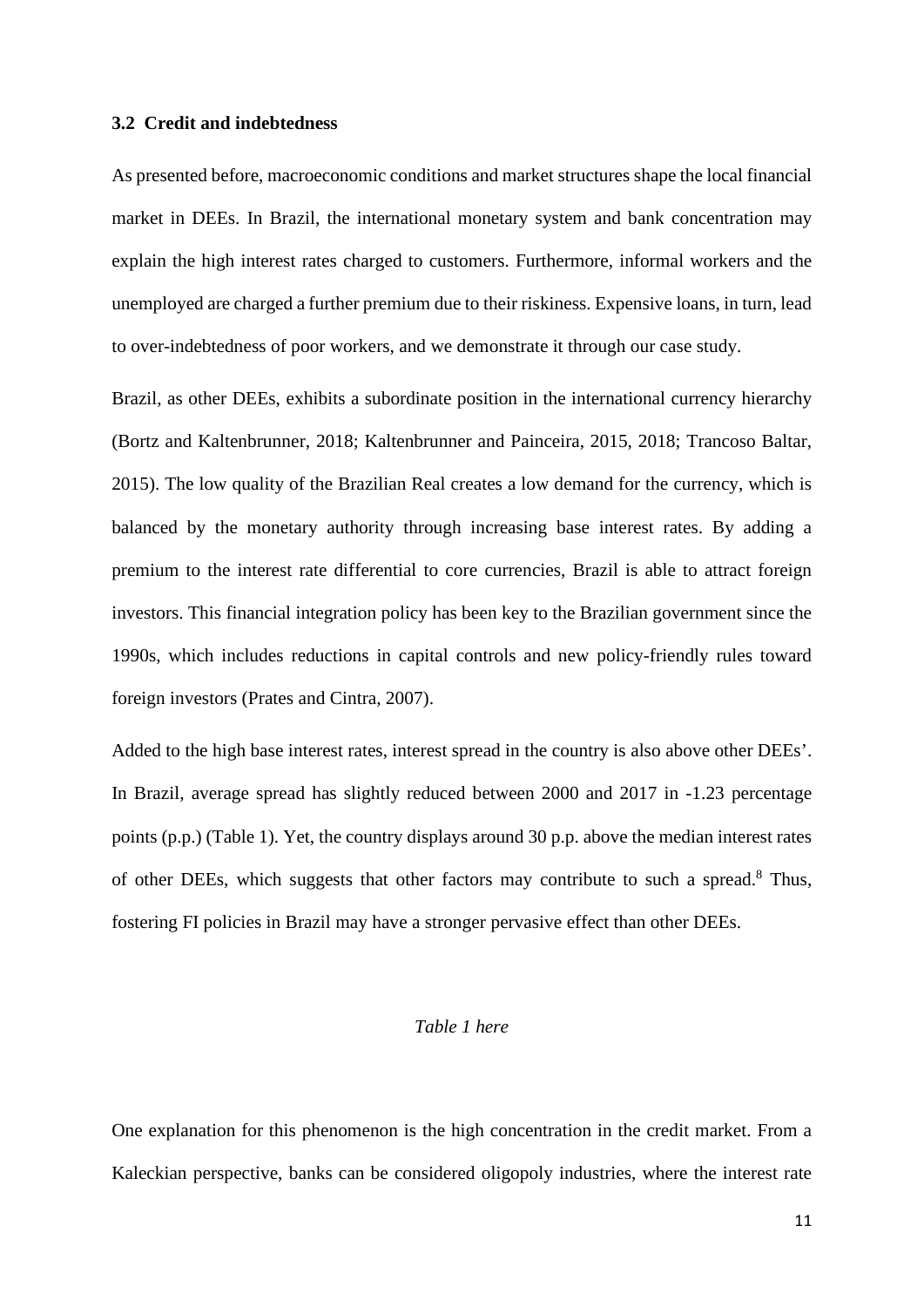### 3.2 Credit and indebtedness

As presented before, macroeconomic conditions and market structures shape the local financial market in DEEs. In Brazil, the international monetary system and bank concentration may explain the high interest rates charged to customers. Furthermore, informal workers and the unemployed are charged a further premium due to their riskiness. Expensive loans, in turn, lead to over-indebtedness of poor workers, and we demonstrate it through our case study.

Brazil, as other DEEs, exhibits a subordinate position in the international currency hierarchy (Bortz and Kaltenbrunner, 2018; Kaltenbrunner and Painceira, 2015, 2018; Trancoso Baltar, 2015). The low quality of the Brazilian Real creates a low demand for the currency, which is balanced by the monetary authority through increasing base interest rates. By adding a premium to the interest rate differential to core currencies, Brazil is able to attract foreign investors. This financial integration policy has been key to the Brazilian government since the 1990s, which includes reductions in capital controls and new policy-friendly rules toward foreign investors (Prates and Cintra, 2007).

Added to the high base interest rates, interest spread in the country is also above other DEEs'. In Brazil, average spread has slightly reduced between 2000 and 2017 in -1.23 percentage points (p.p.) (Table 1). Yet, the country displays around 30 p.p. above the median interest rates of other DEEs, which suggests that other factors may contribute to such a spread.[8] Thus, fostering FI policies in Brazil may have a stronger pervasive effect than other DEEs.

*Table 1 here*

One explanation for this phenomenon is the high concentration in the credit market. From a Kaleckian perspective, banks can be considered oligopoly industries, where the interest rate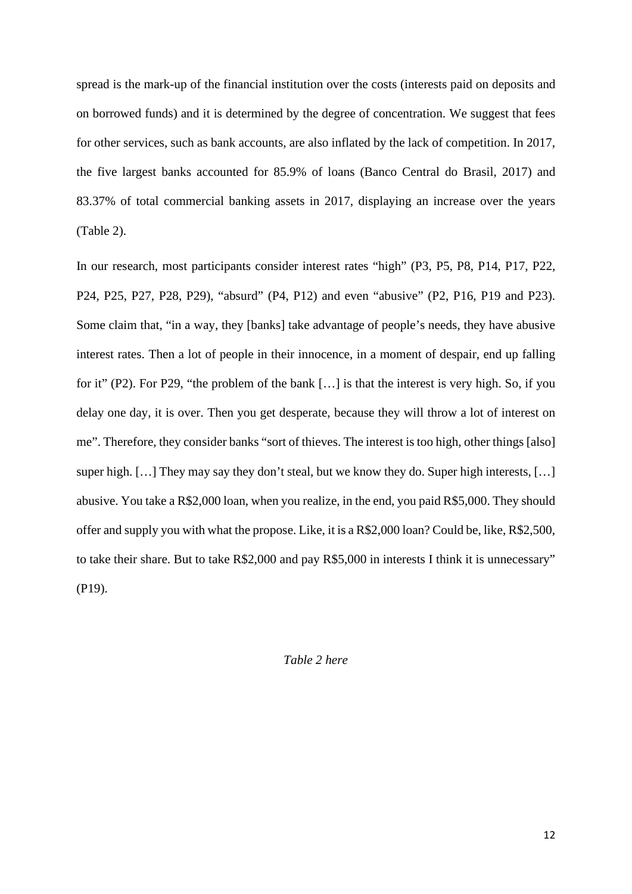spread is the mark-up of the financial institution over the costs (interests paid on deposits and on borrowed funds) and it is determined by the degree of concentration. We suggest that fees for other services, such as bank accounts, are also inflated by the lack of competition. In 2017, the five largest banks accounted for 85.9% of loans (Banco Central do Brasil, 2017) and 83.37% of total commercial banking assets in 2017, displaying an increase over the years (Table 2).

In our research, most participants consider interest rates "high" (P3, P5, P8, P14, P17, P22, P24, P25, P27, P28, P29), "absurd" (P4, P12) and even "abusive" (P2, P16, P19 and P23). Some claim that, "in a way, they [banks] take advantage of people's needs, they have abusive interest rates. Then a lot of people in their innocence, in a moment of despair, end up falling for it" (P2). For P29, "the problem of the bank […] is that the interest is very high. So, if you delay one day, it is over. Then you get desperate, because they will throw a lot of interest on me". Therefore, they consider banks "sort of thieves. The interest is too high, other things [also] super high. […] They may say they don't steal, but we know they do. Super high interests, […] abusive. You take a R$2,000 loan, when you realize, in the end, you paid R$5,000. They should offer and supply you with what the propose. Like, it is a R$2,000 loan? Could be, like, R$2,500, to take their share. But to take R$2,000 and pay R$5,000 in interests I think it is unnecessary" (P19).

*Table 2 here*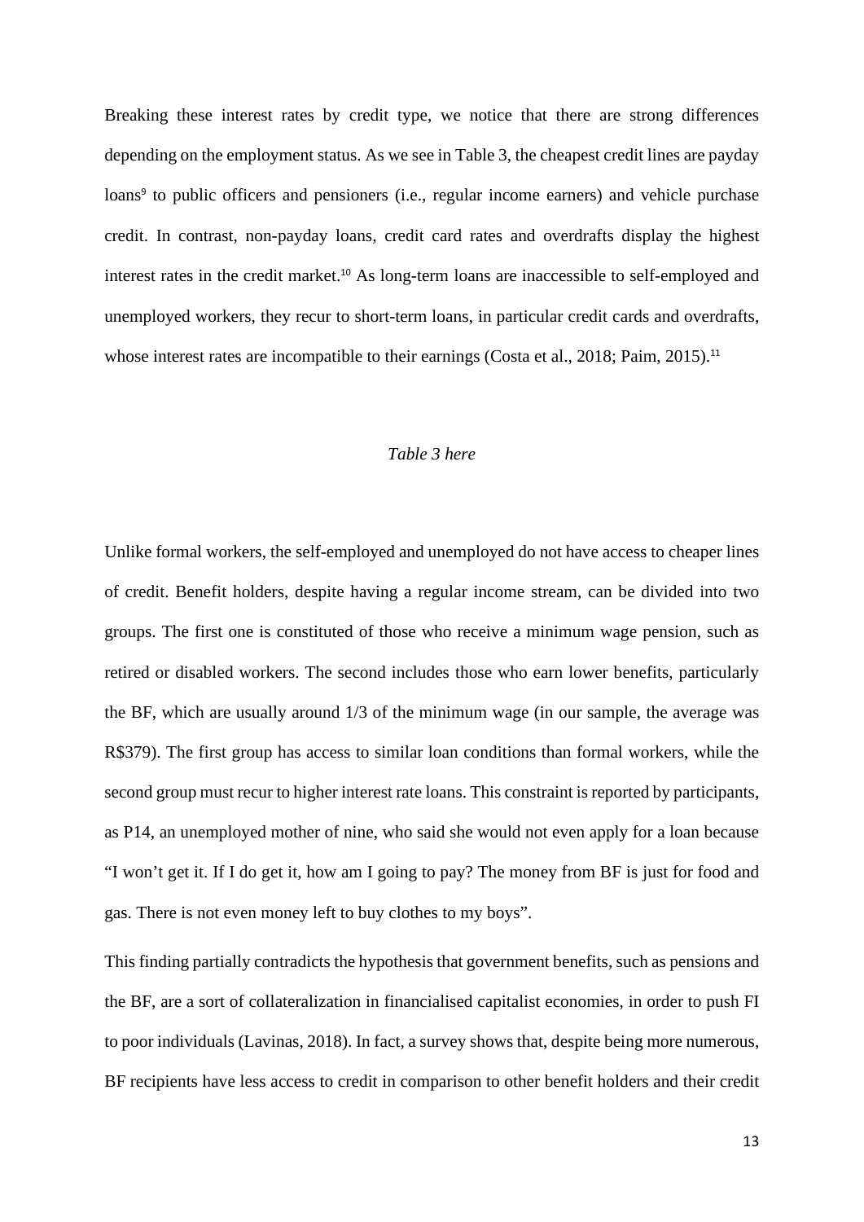Breaking these interest rates by credit type, we notice that there are strong differences depending on the employment status. As we see in Table 3, the cheapest credit lines are payday loans[9] to public officers and pensioners (i.e., regular income earners) and vehicle purchase credit. In contrast, non-payday loans, credit card rates and overdrafts display the highest interest rates in the credit market.[10] As long-term loans are inaccessible to self-employed and unemployed workers, they recur to short-term loans, in particular credit cards and overdrafts, whose interest rates are incompatible to their earnings (Costa et al., 2018; Paim, 2015).[11]

*Table 3 here*

Unlike formal workers, the self-employed and unemployed do not have access to cheaper lines of credit. Benefit holders, despite having a regular income stream, can be divided into two groups. The first one is constituted of those who receive a minimum wage pension, such as retired or disabled workers. The second includes those who earn lower benefits, particularly the BF, which are usually around 1/3 of the minimum wage (in our sample, the average was R$379). The first group has access to similar loan conditions than formal workers, while the second group must recur to higher interest rate loans. This constraint is reported by participants, as P14, an unemployed mother of nine, who said she would not even apply for a loan because "I won't get it. If I do get it, how am I going to pay? The money from BF is just for food and gas. There is not even money left to buy clothes to my boys".

This finding partially contradicts the hypothesis that government benefits, such as pensions and the BF, are a sort of collateralization in financialised capitalist economies, in order to push FI to poor individuals (Lavinas, 2018). In fact, a survey shows that, despite being more numerous, BF recipients have less access to credit in comparison to other benefit holders and their credit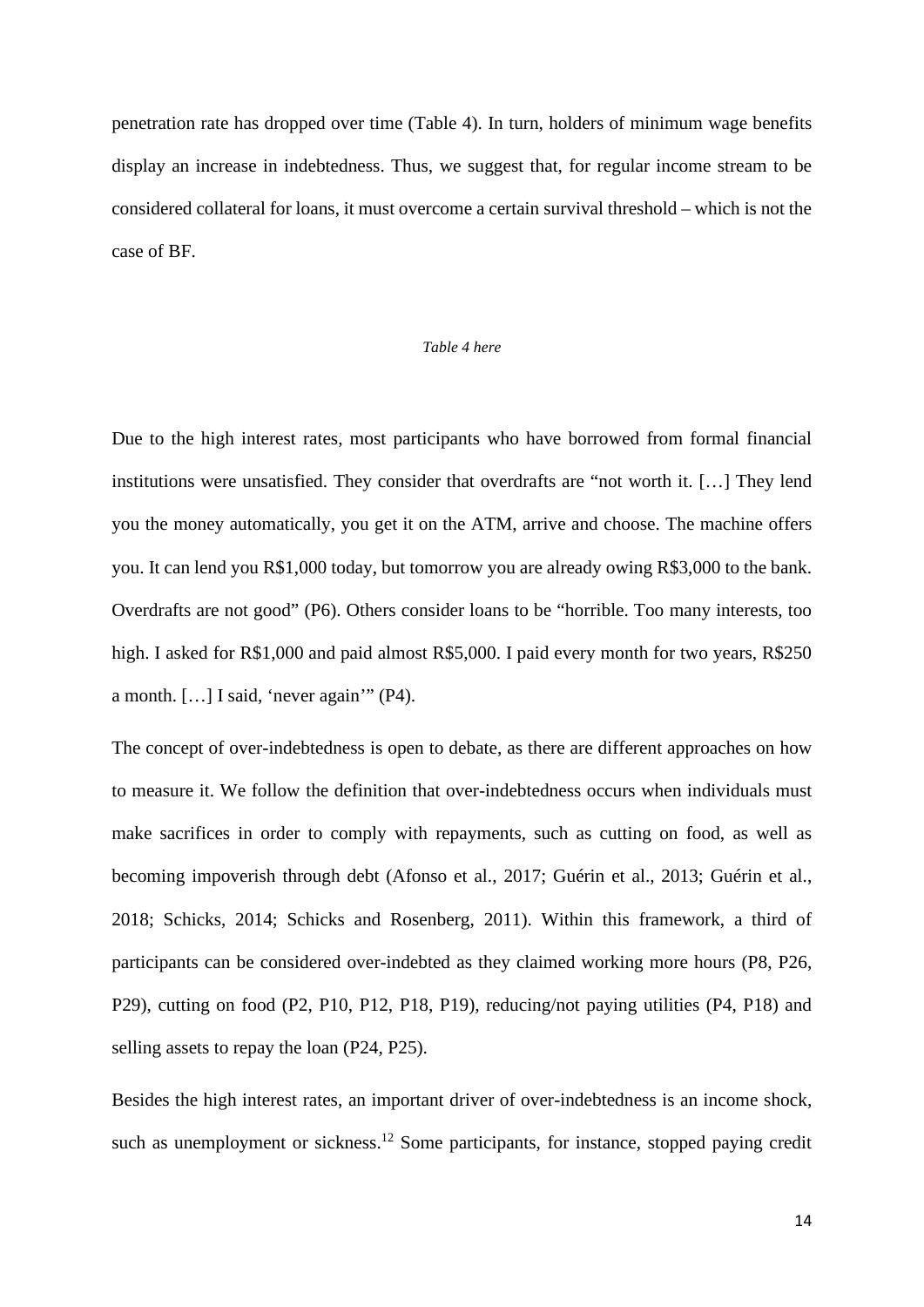penetration rate has dropped over time (Table 4). In turn, holders of minimum wage benefits display an increase in indebtedness. Thus, we suggest that, for regular income stream to be considered collateral for loans, it must overcome a certain survival threshold – which is not the case of BF.

*Table 4 here*

Due to the high interest rates, most participants who have borrowed from formal financial institutions were unsatisfied. They consider that overdrafts are "not worth it. […] They lend you the money automatically, you get it on the ATM, arrive and choose. The machine offers you. It can lend you R$1,000 today, but tomorrow you are already owing R$3,000 to the bank. Overdrafts are not good" (P6). Others consider loans to be "horrible. Too many interests, too high. I asked for R$1,000 and paid almost R$5,000. I paid every month for two years, R$250 a month. […] I said, 'never again'" (P4).

The concept of over-indebtedness is open to debate, as there are different approaches on how to measure it. We follow the definition that over-indebtedness occurs when individuals must make sacrifices in order to comply with repayments, such as cutting on food, as well as becoming impoverish through debt (Afonso et al., 2017; Guérin et al., 2013; Guérin et al., 2018; Schicks, 2014; Schicks and Rosenberg, 2011). Within this framework, a third of participants can be considered over-indebted as they claimed working more hours (P8, P26, P29), cutting on food (P2, P10, P12, P18, P19), reducing/not paying utilities (P4, P18) and selling assets to repay the loan (P24, P25).

Besides the high interest rates, an important driver of over-indebtedness is an income shock, such as unemployment or sickness.[12] Some participants, for instance, stopped paying credit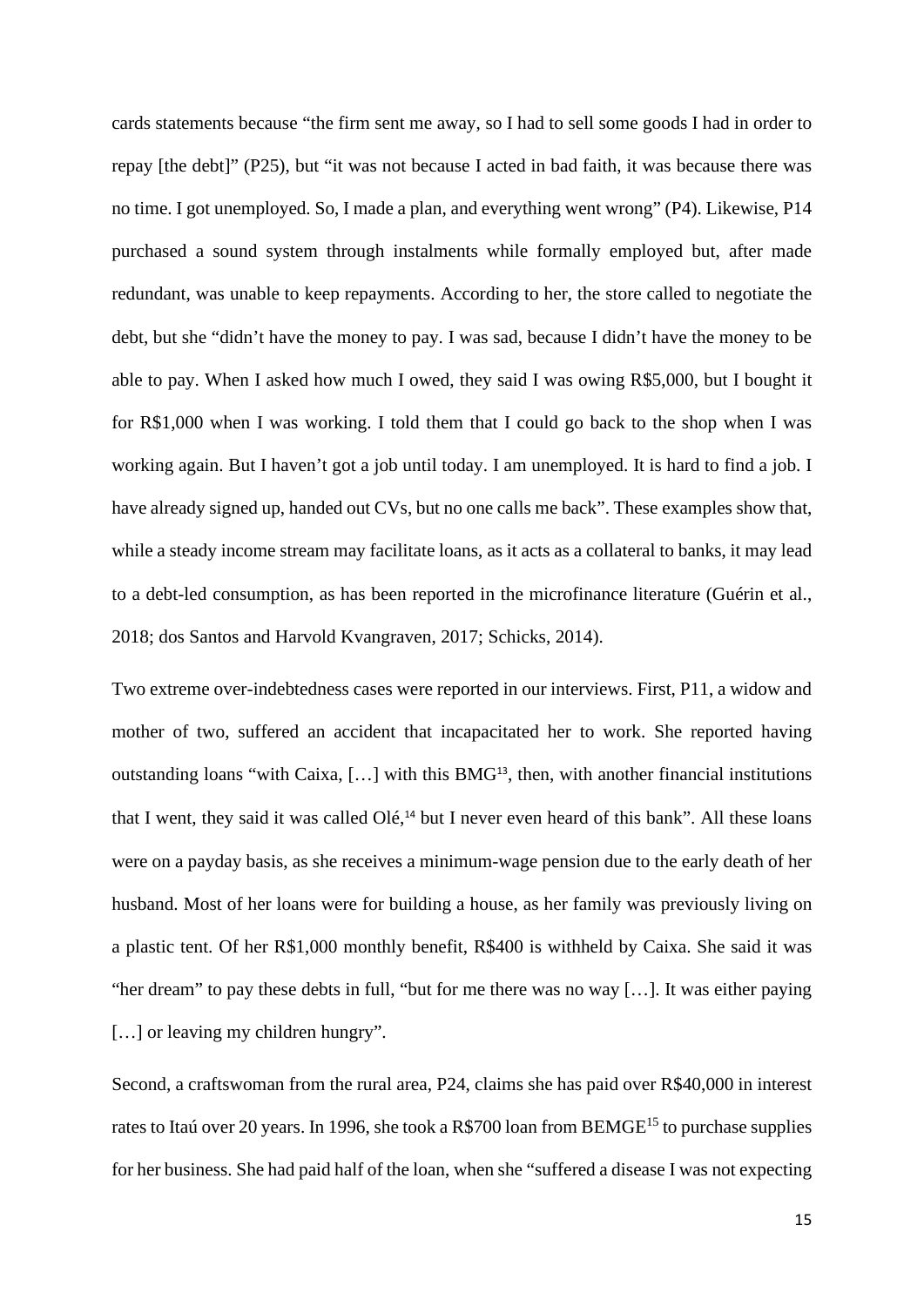cards statements because "the firm sent me away, so I had to sell some goods I had in order to repay [the debt]" (P25), but "it was not because I acted in bad faith, it was because there was no time. I got unemployed. So, I made a plan, and everything went wrong" (P4). Likewise, P14 purchased a sound system through instalments while formally employed but, after made redundant, was unable to keep repayments. According to her, the store called to negotiate the debt, but she "didn't have the money to pay. I was sad, because I didn't have the money to be able to pay. When I asked how much I owed, they said I was owing R$5,000, but I bought it for R$1,000 when I was working. I told them that I could go back to the shop when I was working again. But I haven't got a job until today. I am unemployed. It is hard to find a job. I have already signed up, handed out CVs, but no one calls me back". These examples show that, while a steady income stream may facilitate loans, as it acts as a collateral to banks, it may lead to a debt-led consumption, as has been reported in the microfinance literature (Guérin et al., 2018; dos Santos and Harvold Kvangraven, 2017; Schicks, 2014).

Two extreme over-indebtedness cases were reported in our interviews. First, P11, a widow and mother of two, suffered an accident that incapacitated her to work. She reported having outstanding loans "with Caixa, […] with this BMG[13], then, with another financial institutions that I went, they said it was called Olé,[14] but I never even heard of this bank". All these loans were on a payday basis, as she receives a minimum-wage pension due to the early death of her husband. Most of her loans were for building a house, as her family was previously living on a plastic tent. Of her R$1,000 monthly benefit, R$400 is withheld by Caixa. She said it was "her dream" to pay these debts in full, "but for me there was no way […]. It was either paying […] or leaving my children hungry".

Second, a craftswoman from the rural area, P24, claims she has paid over R$40,000 in interest rates to Itaú over 20 years. In 1996, she took a R$700 loan from BEMGE[15] to purchase supplies for her business. She had paid half of the loan, when she "suffered a disease I was not expecting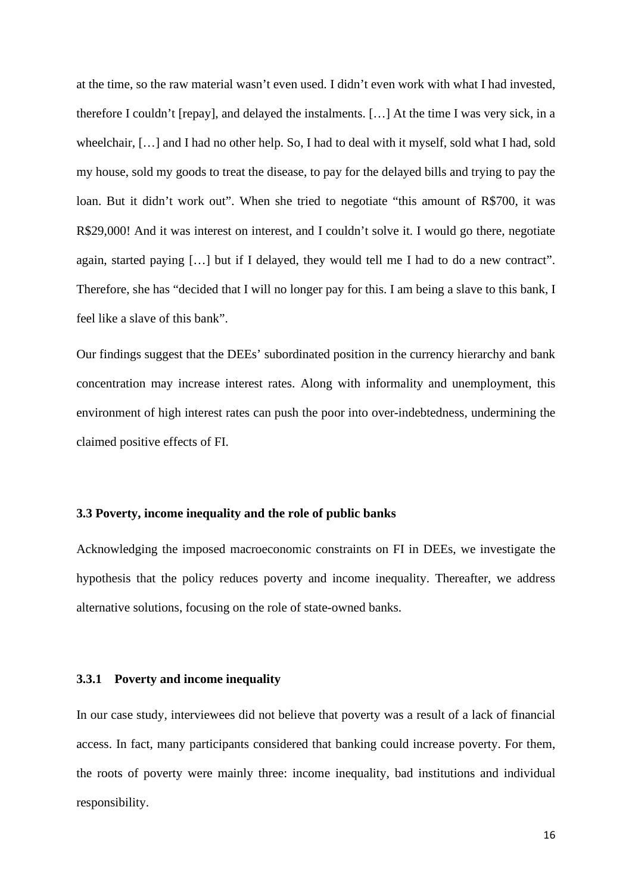at the time, so the raw material wasn't even used. I didn't even work with what I had invested, therefore I couldn't [repay], and delayed the instalments. […] At the time I was very sick, in a wheelchair, […] and I had no other help. So, I had to deal with it myself, sold what I had, sold my house, sold my goods to treat the disease, to pay for the delayed bills and trying to pay the loan. But it didn't work out". When she tried to negotiate "this amount of R$700, it was R$29,000! And it was interest on interest, and I couldn't solve it. I would go there, negotiate again, started paying […] but if I delayed, they would tell me I had to do a new contract". Therefore, she has "decided that I will no longer pay for this. I am being a slave to this bank, I feel like a slave of this bank".

Our findings suggest that the DEEs' subordinated position in the currency hierarchy and bank concentration may increase interest rates. Along with informality and unemployment, this environment of high interest rates can push the poor into over-indebtedness, undermining the claimed positive effects of FI.

### 3.3 Poverty, income inequality and the role of public banks

Acknowledging the imposed macroeconomic constraints on FI in DEEs, we investigate the hypothesis that the policy reduces poverty and income inequality. Thereafter, we address alternative solutions, focusing on the role of state-owned banks.

#### 3.3.1 Poverty and income inequality

In our case study, interviewees did not believe that poverty was a result of a lack of financial access. In fact, many participants considered that banking could increase poverty. For them, the roots of poverty were mainly three: income inequality, bad institutions and individual responsibility.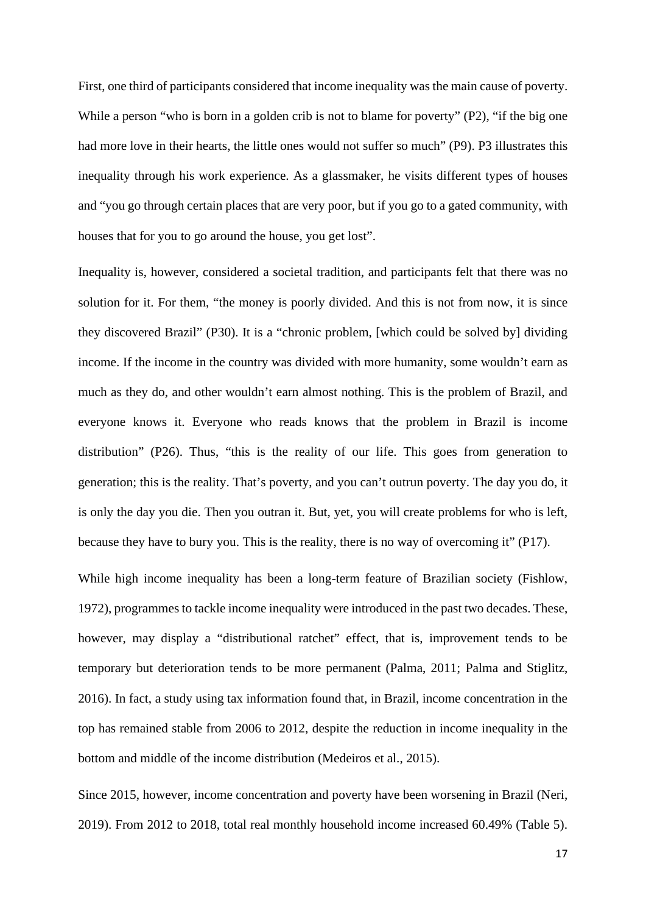First, one third of participants considered that income inequality was the main cause of poverty. While a person "who is born in a golden crib is not to blame for poverty" (P2), "if the big one had more love in their hearts, the little ones would not suffer so much" (P9). P3 illustrates this inequality through his work experience. As a glassmaker, he visits different types of houses and "you go through certain places that are very poor, but if you go to a gated community, with houses that for you to go around the house, you get lost".

Inequality is, however, considered a societal tradition, and participants felt that there was no solution for it. For them, "the money is poorly divided. And this is not from now, it is since they discovered Brazil" (P30). It is a "chronic problem, [which could be solved by] dividing income. If the income in the country was divided with more humanity, some wouldn't earn as much as they do, and other wouldn't earn almost nothing. This is the problem of Brazil, and everyone knows it. Everyone who reads knows that the problem in Brazil is income distribution" (P26). Thus, "this is the reality of our life. This goes from generation to generation; this is the reality. That's poverty, and you can't outrun poverty. The day you do, it is only the day you die. Then you outran it. But, yet, you will create problems for who is left, because they have to bury you. This is the reality, there is no way of overcoming it" (P17).

While high income inequality has been a long-term feature of Brazilian society (Fishlow, 1972), programmes to tackle income inequality were introduced in the past two decades. These, however, may display a "distributional ratchet" effect, that is, improvement tends to be temporary but deterioration tends to be more permanent (Palma, 2011; Palma and Stiglitz, 2016). In fact, a study using tax information found that, in Brazil, income concentration in the top has remained stable from 2006 to 2012, despite the reduction in income inequality in the bottom and middle of the income distribution (Medeiros et al., 2015).

Since 2015, however, income concentration and poverty have been worsening in Brazil (Neri, 2019). From 2012 to 2018, total real monthly household income increased 60.49% (Table 5).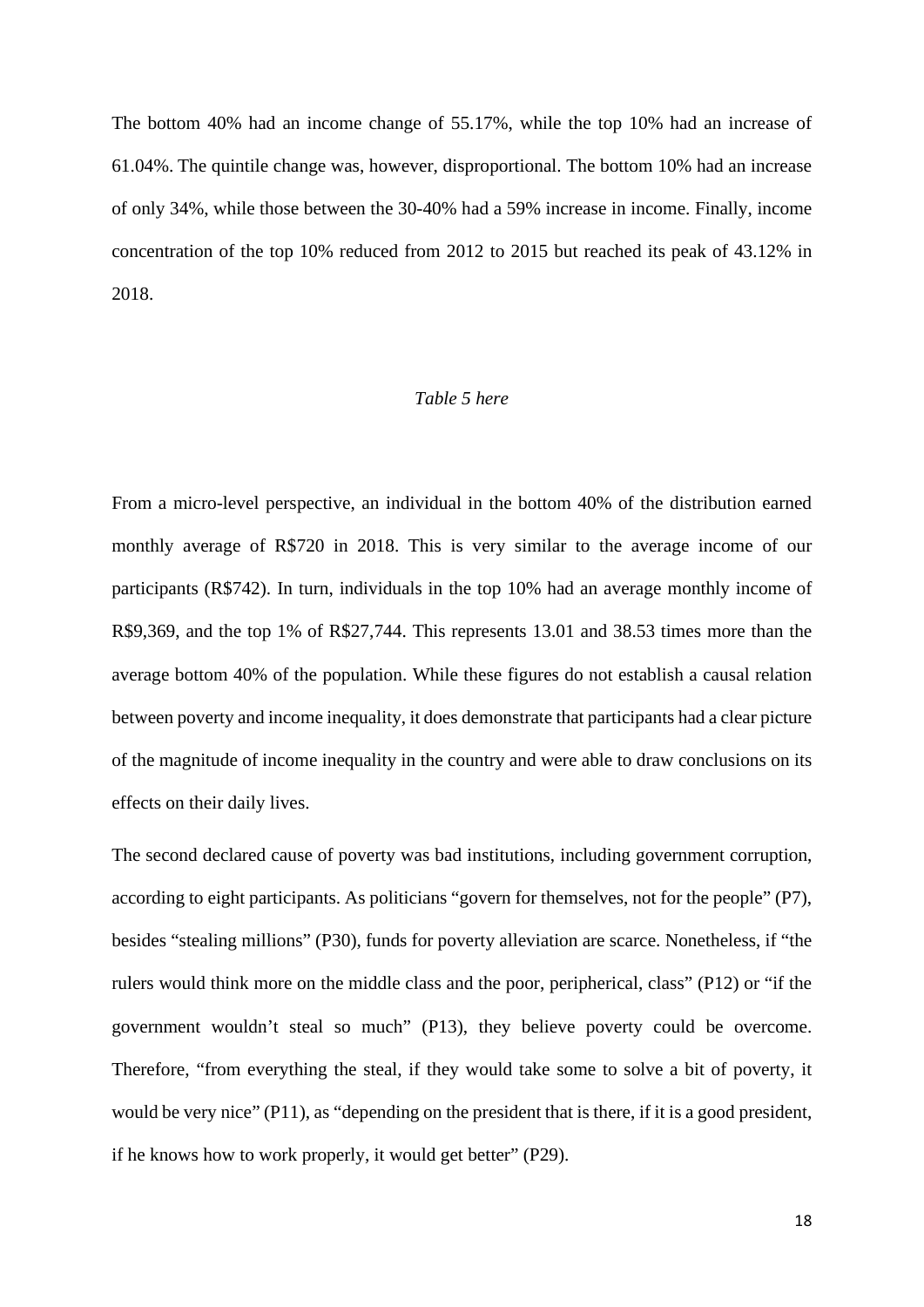The bottom 40% had an income change of 55.17%, while the top 10% had an increase of 61.04%. The quintile change was, however, disproportional. The bottom 10% had an increase of only 34%, while those between the 30-40% had a 59% increase in income. Finally, income concentration of the top 10% reduced from 2012 to 2015 but reached its peak of 43.12% in 2018.

*Table 5 here*

From a micro-level perspective, an individual in the bottom 40% of the distribution earned monthly average of R$720 in 2018. This is very similar to the average income of our participants (R$742). In turn, individuals in the top 10% had an average monthly income of R$9,369, and the top 1% of R$27,744. This represents 13.01 and 38.53 times more than the average bottom 40% of the population. While these figures do not establish a causal relation between poverty and income inequality, it does demonstrate that participants had a clear picture of the magnitude of income inequality in the country and were able to draw conclusions on its effects on their daily lives.

The second declared cause of poverty was bad institutions, including government corruption, according to eight participants. As politicians "govern for themselves, not for the people" (P7), besides "stealing millions" (P30), funds for poverty alleviation are scarce. Nonetheless, if "the rulers would think more on the middle class and the poor, peripherical, class" (P12) or "if the government wouldn't steal so much" (P13), they believe poverty could be overcome. Therefore, "from everything the steal, if they would take some to solve a bit of poverty, it would be very nice" (P11), as "depending on the president that is there, if it is a good president, if he knows how to work properly, it would get better" (P29).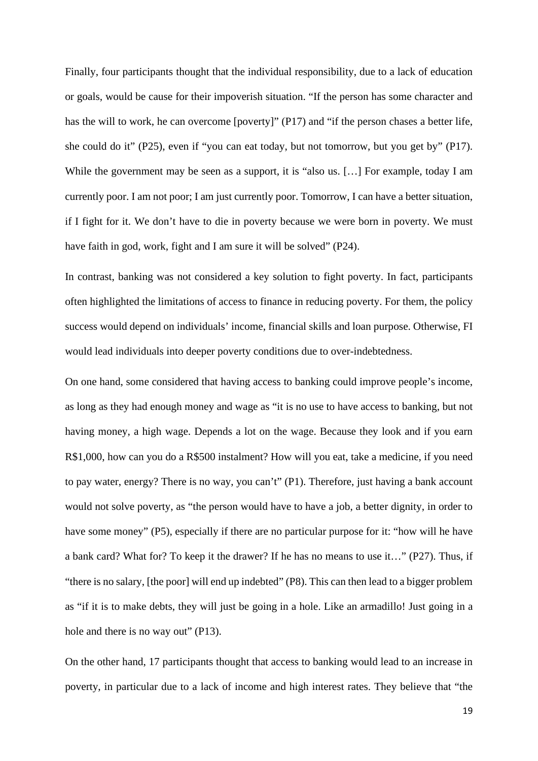Finally, four participants thought that the individual responsibility, due to a lack of education or goals, would be cause for their impoverish situation. "If the person has some character and has the will to work, he can overcome [poverty]" (P17) and "if the person chases a better life, she could do it" (P25), even if "you can eat today, but not tomorrow, but you get by" (P17). While the government may be seen as a support, it is "also us. […] For example, today I am currently poor. I am not poor; I am just currently poor. Tomorrow, I can have a better situation, if I fight for it. We don't have to die in poverty because we were born in poverty. We must have faith in god, work, fight and I am sure it will be solved" (P24).

In contrast, banking was not considered a key solution to fight poverty. In fact, participants often highlighted the limitations of access to finance in reducing poverty. For them, the policy success would depend on individuals' income, financial skills and loan purpose. Otherwise, FI would lead individuals into deeper poverty conditions due to over-indebtedness.

On one hand, some considered that having access to banking could improve people's income, as long as they had enough money and wage as "it is no use to have access to banking, but not having money, a high wage. Depends a lot on the wage. Because they look and if you earn R$1,000, how can you do a R$500 instalment? How will you eat, take a medicine, if you need to pay water, energy? There is no way, you can't" (P1). Therefore, just having a bank account would not solve poverty, as "the person would have to have a job, a better dignity, in order to have some money" (P5), especially if there are no particular purpose for it: "how will he have a bank card? What for? To keep it the drawer? If he has no means to use it…" (P27). Thus, if "there is no salary, [the poor] will end up indebted" (P8). This can then lead to a bigger problem as "if it is to make debts, they will just be going in a hole. Like an armadillo! Just going in a hole and there is no way out" (P13).

On the other hand, 17 participants thought that access to banking would lead to an increase in poverty, in particular due to a lack of income and high interest rates. They believe that "the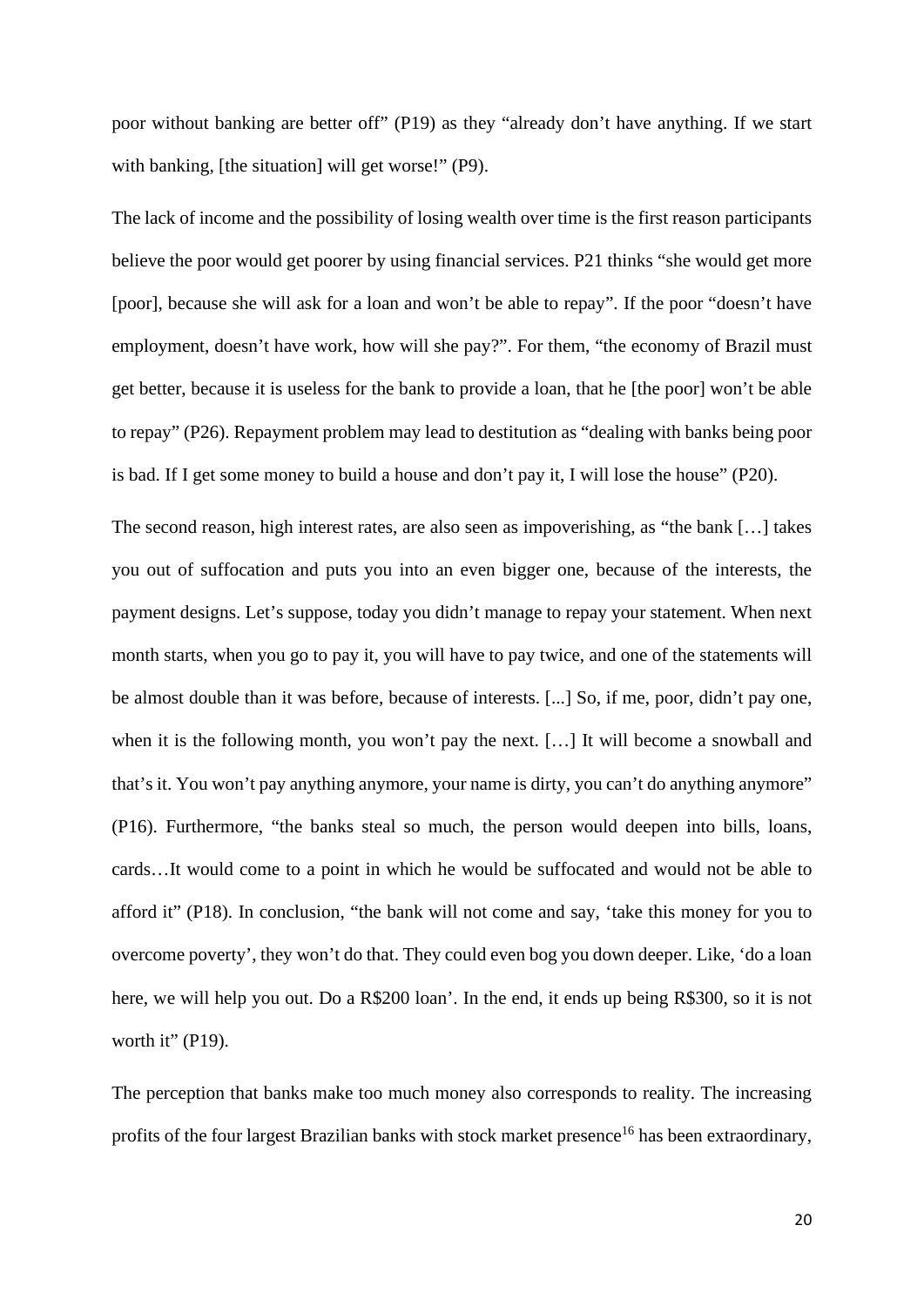poor without banking are better off" (P19) as they "already don't have anything. If we start with banking, [the situation] will get worse!" (P9).

The lack of income and the possibility of losing wealth over time is the first reason participants believe the poor would get poorer by using financial services. P21 thinks "she would get more [poor], because she will ask for a loan and won't be able to repay". If the poor "doesn't have employment, doesn't have work, how will she pay?". For them, "the economy of Brazil must get better, because it is useless for the bank to provide a loan, that he [the poor] won't be able to repay" (P26). Repayment problem may lead to destitution as "dealing with banks being poor is bad. If I get some money to build a house and don't pay it, I will lose the house" (P20).

The second reason, high interest rates, are also seen as impoverishing, as "the bank […] takes you out of suffocation and puts you into an even bigger one, because of the interests, the payment designs. Let's suppose, today you didn't manage to repay your statement. When next month starts, when you go to pay it, you will have to pay twice, and one of the statements will be almost double than it was before, because of interests. [...] So, if me, poor, didn't pay one, when it is the following month, you won't pay the next. […] It will become a snowball and that's it. You won't pay anything anymore, your name is dirty, you can't do anything anymore" (P16). Furthermore, "the banks steal so much, the person would deepen into bills, loans, cards…It would come to a point in which he would be suffocated and would not be able to afford it" (P18). In conclusion, "the bank will not come and say, 'take this money for you to overcome poverty', they won't do that. They could even bog you down deeper. Like, 'do a loan here, we will help you out. Do a R$200 loan'. In the end, it ends up being R$300, so it is not worth it" (P19).

The perception that banks make too much money also corresponds to reality. The increasing profits of the four largest Brazilian banks with stock market presence[16] has been extraordinary,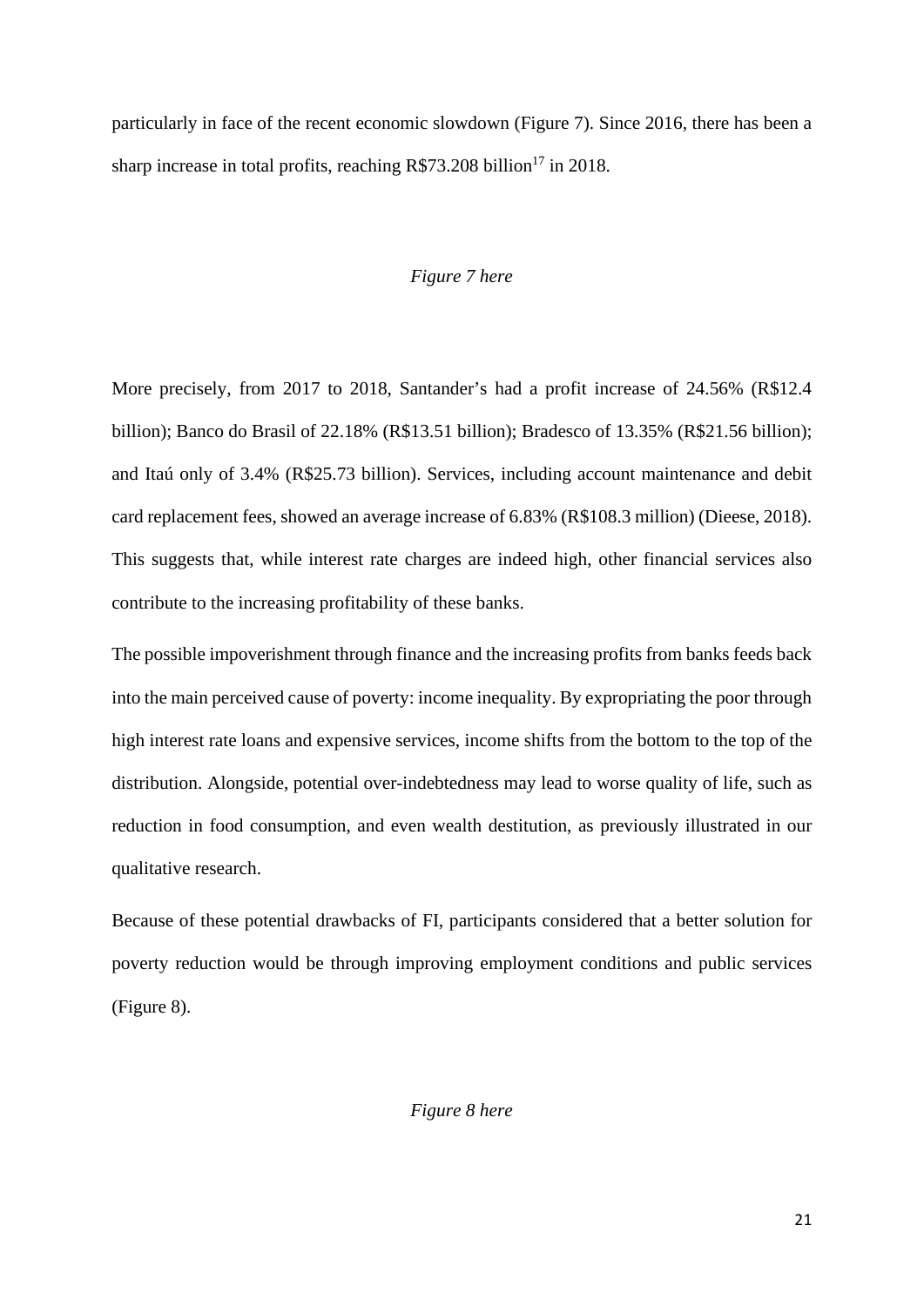particularly in face of the recent economic slowdown (Figure 7). Since 2016, there has been a sharp increase in total profits, reaching R$73.208 billion[17] in 2018.

*Figure 7 here*

More precisely, from 2017 to 2018, Santander's had a profit increase of 24.56% (R$12.4 billion); Banco do Brasil of 22.18% (R$13.51 billion); Bradesco of 13.35% (R$21.56 billion); and Itaú only of 3.4% (R$25.73 billion). Services, including account maintenance and debit card replacement fees, showed an average increase of 6.83% (R$108.3 million) (Dieese, 2018). This suggests that, while interest rate charges are indeed high, other financial services also contribute to the increasing profitability of these banks.

The possible impoverishment through finance and the increasing profits from banks feeds back into the main perceived cause of poverty: income inequality. By expropriating the poor through high interest rate loans and expensive services, income shifts from the bottom to the top of the distribution. Alongside, potential over-indebtedness may lead to worse quality of life, such as reduction in food consumption, and even wealth destitution, as previously illustrated in our qualitative research.

Because of these potential drawbacks of FI, participants considered that a better solution for poverty reduction would be through improving employment conditions and public services (Figure 8).

*Figure 8 here*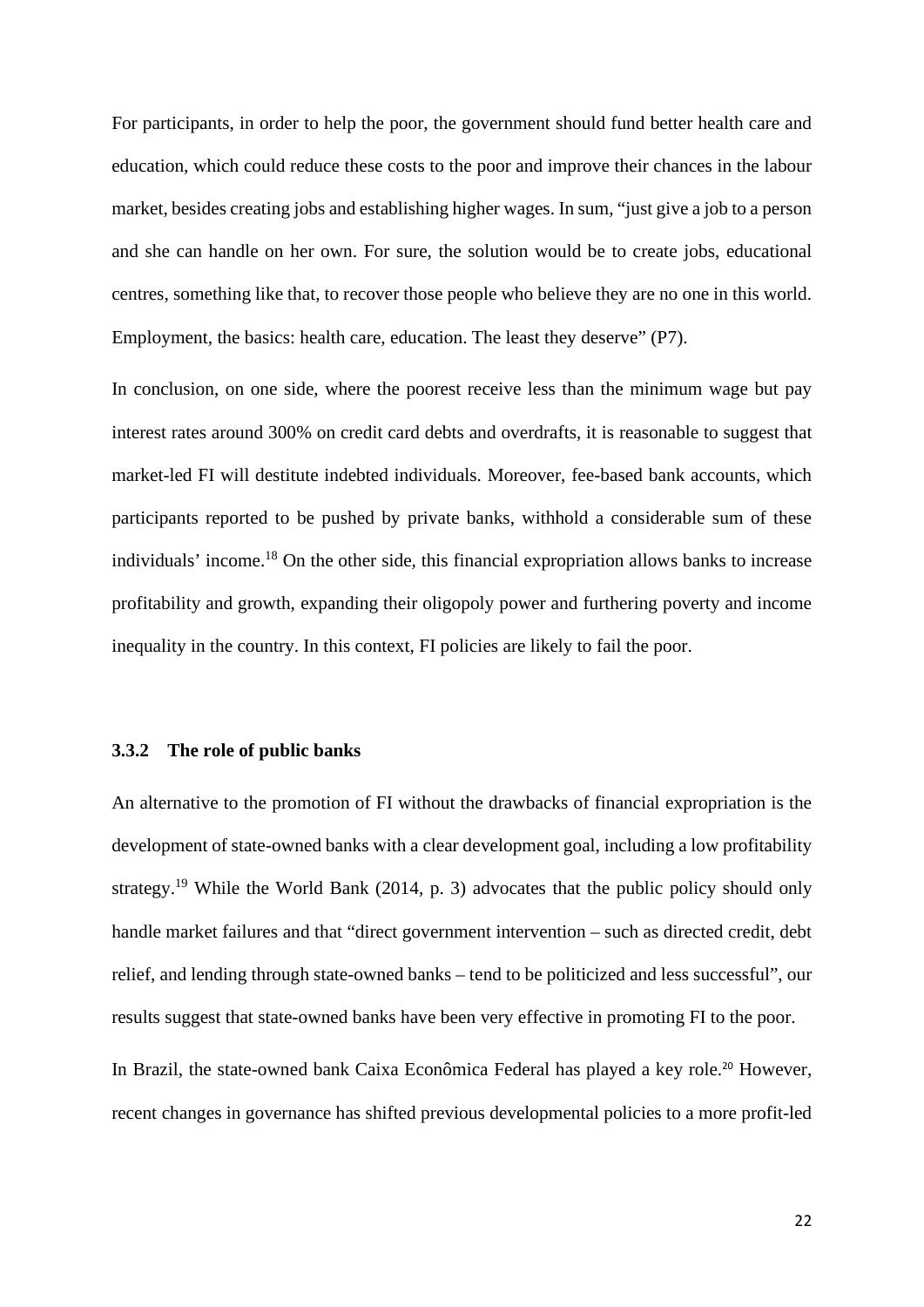For participants, in order to help the poor, the government should fund better health care and education, which could reduce these costs to the poor and improve their chances in the labour market, besides creating jobs and establishing higher wages. In sum, "just give a job to a person and she can handle on her own. For sure, the solution would be to create jobs, educational centres, something like that, to recover those people who believe they are no one in this world. Employment, the basics: health care, education. The least they deserve" (P7).

In conclusion, on one side, where the poorest receive less than the minimum wage but pay interest rates around 300% on credit card debts and overdrafts, it is reasonable to suggest that market-led FI will destitute indebted individuals. Moreover, fee-based bank accounts, which participants reported to be pushed by private banks, withhold a considerable sum of these individuals' income.[18] On the other side, this financial expropriation allows banks to increase profitability and growth, expanding their oligopoly power and furthering poverty and income inequality in the country. In this context, FI policies are likely to fail the poor.

### 3.3.2 The role of public banks

An alternative to the promotion of FI without the drawbacks of financial expropriation is the development of state-owned banks with a clear development goal, including a low profitability strategy.[19] While the World Bank (2014, p. 3) advocates that the public policy should only handle market failures and that "direct government intervention – such as directed credit, debt relief, and lending through state-owned banks – tend to be politicized and less successful", our results suggest that state-owned banks have been very effective in promoting FI to the poor.

In Brazil, the state-owned bank Caixa Econômica Federal has played a key role.[20] However, recent changes in governance has shifted previous developmental policies to a more profit-led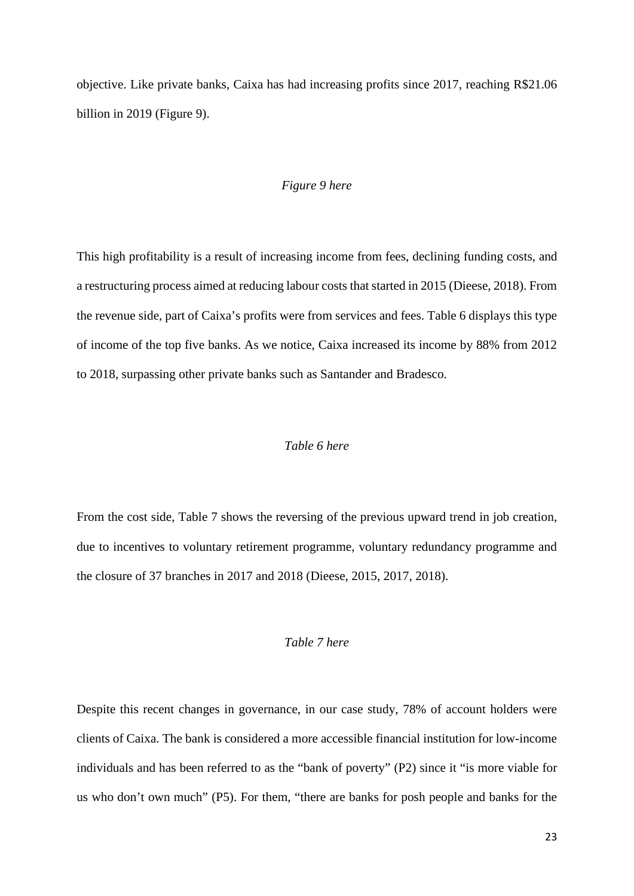objective. Like private banks, Caixa has had increasing profits since 2017, reaching R$21.06 billion in 2019 (Figure 9).

*Figure 9 here*

This high profitability is a result of increasing income from fees, declining funding costs, and a restructuring process aimed at reducing labour costs that started in 2015 (Dieese, 2018). From the revenue side, part of Caixa's profits were from services and fees. Table 6 displays this type of income of the top five banks. As we notice, Caixa increased its income by 88% from 2012 to 2018, surpassing other private banks such as Santander and Bradesco.

*Table 6 here*

From the cost side, Table 7 shows the reversing of the previous upward trend in job creation, due to incentives to voluntary retirement programme, voluntary redundancy programme and the closure of 37 branches in 2017 and 2018 (Dieese, 2015, 2017, 2018).

*Table 7 here*

Despite this recent changes in governance, in our case study, 78% of account holders were clients of Caixa. The bank is considered a more accessible financial institution for low-income individuals and has been referred to as the "bank of poverty" (P2) since it "is more viable for us who don't own much" (P5). For them, "there are banks for posh people and banks for the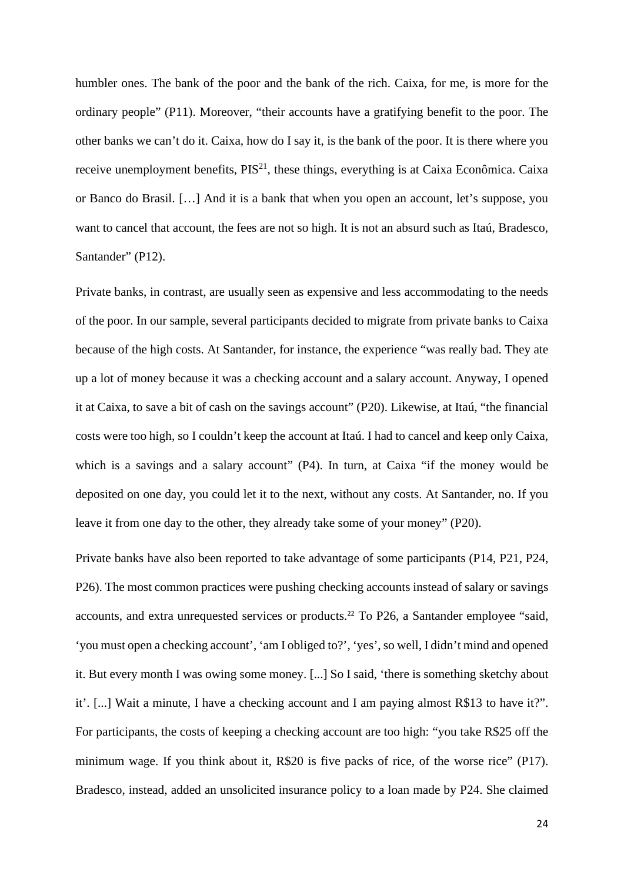humbler ones. The bank of the poor and the bank of the rich. Caixa, for me, is more for the ordinary people" (P11). Moreover, "their accounts have a gratifying benefit to the poor. The other banks we can't do it. Caixa, how do I say it, is the bank of the poor. It is there where you receive unemployment benefits, PIS[21], these things, everything is at Caixa Econômica. Caixa or Banco do Brasil. […] And it is a bank that when you open an account, let's suppose, you want to cancel that account, the fees are not so high. It is not an absurd such as Itaú, Bradesco, Santander" (P12).

Private banks, in contrast, are usually seen as expensive and less accommodating to the needs of the poor. In our sample, several participants decided to migrate from private banks to Caixa because of the high costs. At Santander, for instance, the experience "was really bad. They ate up a lot of money because it was a checking account and a salary account. Anyway, I opened it at Caixa, to save a bit of cash on the savings account" (P20). Likewise, at Itaú, "the financial costs were too high, so I couldn't keep the account at Itaú. I had to cancel and keep only Caixa, which is a savings and a salary account" (P4). In turn, at Caixa "if the money would be deposited on one day, you could let it to the next, without any costs. At Santander, no. If you leave it from one day to the other, they already take some of your money" (P20).

Private banks have also been reported to take advantage of some participants (P14, P21, P24, P26). The most common practices were pushing checking accounts instead of salary or savings accounts, and extra unrequested services or products.[22] To P26, a Santander employee "said, 'you must open a checking account', 'am I obliged to?', 'yes', so well, I didn't mind and opened it. But every month I was owing some money. [...] So I said, 'there is something sketchy about it'. [...] Wait a minute, I have a checking account and I am paying almost R$13 to have it?". For participants, the costs of keeping a checking account are too high: "you take R$25 off the minimum wage. If you think about it, R$20 is five packs of rice, of the worse rice" (P17). Bradesco, instead, added an unsolicited insurance policy to a loan made by P24. She claimed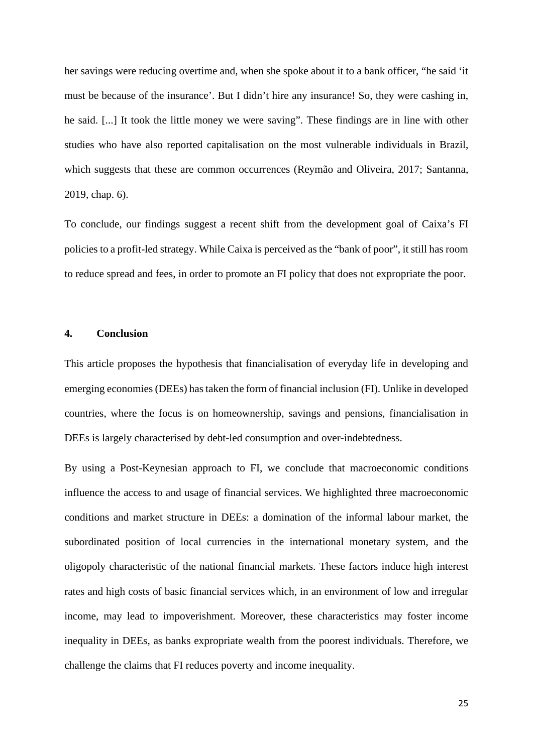her savings were reducing overtime and, when she spoke about it to a bank officer, "he said 'it must be because of the insurance'. But I didn't hire any insurance! So, they were cashing in, he said. [...] It took the little money we were saving". These findings are in line with other studies who have also reported capitalisation on the most vulnerable individuals in Brazil, which suggests that these are common occurrences (Reymão and Oliveira, 2017; Santanna, 2019, chap. 6).

To conclude, our findings suggest a recent shift from the development goal of Caixa's FI policies to a profit-led strategy. While Caixa is perceived as the "bank of poor", it still has room to reduce spread and fees, in order to promote an FI policy that does not expropriate the poor.

## 4. Conclusion

This article proposes the hypothesis that financialisation of everyday life in developing and emerging economies (DEEs) has taken the form of financial inclusion (FI). Unlike in developed countries, where the focus is on homeownership, savings and pensions, financialisation in DEEs is largely characterised by debt-led consumption and over-indebtedness.

By using a Post-Keynesian approach to FI, we conclude that macroeconomic conditions influence the access to and usage of financial services. We highlighted three macroeconomic conditions and market structure in DEEs: a domination of the informal labour market, the subordinated position of local currencies in the international monetary system, and the oligopoly characteristic of the national financial markets. These factors induce high interest rates and high costs of basic financial services which, in an environment of low and irregular income, may lead to impoverishment. Moreover, these characteristics may foster income inequality in DEEs, as banks expropriate wealth from the poorest individuals. Therefore, we challenge the claims that FI reduces poverty and income inequality.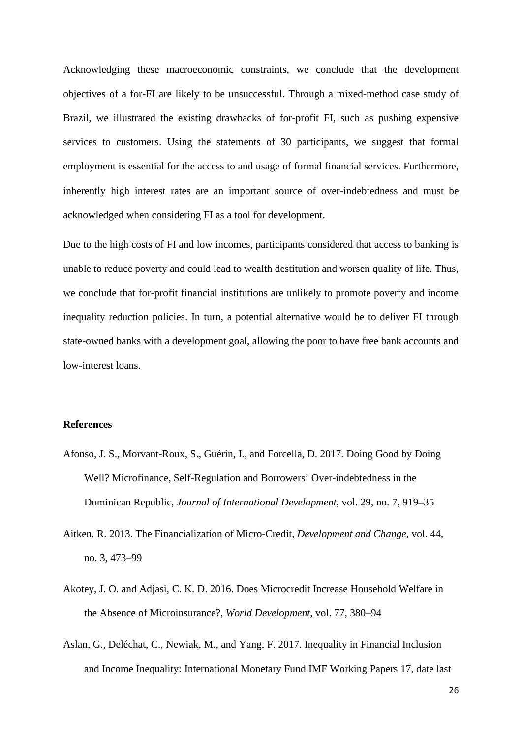Acknowledging these macroeconomic constraints, we conclude that the development objectives of a for-FI are likely to be unsuccessful. Through a mixed-method case study of Brazil, we illustrated the existing drawbacks of for-profit FI, such as pushing expensive services to customers. Using the statements of 30 participants, we suggest that formal employment is essential for the access to and usage of formal financial services. Furthermore, inherently high interest rates are an important source of over-indebtedness and must be acknowledged when considering FI as a tool for development.

Due to the high costs of FI and low incomes, participants considered that access to banking is unable to reduce poverty and could lead to wealth destitution and worsen quality of life. Thus, we conclude that for-profit financial institutions are unlikely to promote poverty and income inequality reduction policies. In turn, a potential alternative would be to deliver FI through state-owned banks with a development goal, allowing the poor to have free bank accounts and low-interest loans.

**References**

Afonso, J. S., Morvant-Roux, S., Guérin, I., and Forcella, D. 2017. Doing Good by Doing Well? Microfinance, Self-Regulation and Borrowers' Over-indebtedness in the Dominican Republic, *Journal of International Development*, vol. 29, no. 7, 919–35

Aitken, R. 2013. The Financialization of Micro-Credit, *Development and Change*, vol. 44, no. 3, 473–99

Akotey, J. O. and Adjasi, C. K. D. 2016. Does Microcredit Increase Household Welfare in the Absence of Microinsurance?, *World Development*, vol. 77, 380–94

Aslan, G., Deléchat, C., Newiak, M., and Yang, F. 2017. Inequality in Financial Inclusion and Income Inequality: International Monetary Fund IMF Working Papers 17, date last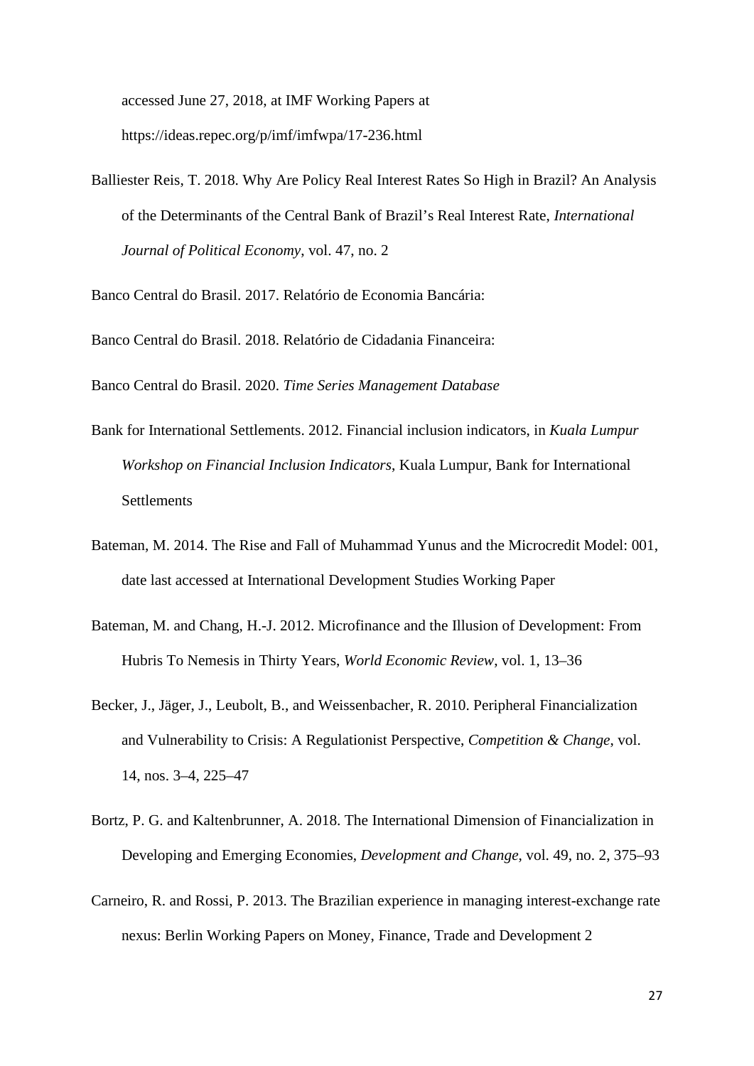accessed June 27, 2018, at IMF Working Papers at https://ideas.repec.org/p/imf/imfwpa/17-236.html

Balliester Reis, T. 2018. Why Are Policy Real Interest Rates So High in Brazil? An Analysis of the Determinants of the Central Bank of Brazil's Real Interest Rate, *International Journal of Political Economy*, vol. 47, no. 2

Banco Central do Brasil. 2017. Relatório de Economia Bancária:

Banco Central do Brasil. 2018. Relatório de Cidadania Financeira:

Banco Central do Brasil. 2020. *Time Series Management Database*

Bank for International Settlements. 2012. Financial inclusion indicators, in *Kuala Lumpur Workshop on Financial Inclusion Indicators*, Kuala Lumpur, Bank for International Settlements

Bateman, M. 2014. The Rise and Fall of Muhammad Yunus and the Microcredit Model: 001, date last accessed at International Development Studies Working Paper

Bateman, M. and Chang, H.-J. 2012. Microfinance and the Illusion of Development: From Hubris To Nemesis in Thirty Years, *World Economic Review*, vol. 1, 13–36

Becker, J., Jäger, J., Leubolt, B., and Weissenbacher, R. 2010. Peripheral Financialization and Vulnerability to Crisis: A Regulationist Perspective, *Competition & Change*, vol. 14, nos. 3–4, 225–47

Bortz, P. G. and Kaltenbrunner, A. 2018. The International Dimension of Financialization in Developing and Emerging Economies, *Development and Change*, vol. 49, no. 2, 375–93

Carneiro, R. and Rossi, P. 2013. The Brazilian experience in managing interest-exchange rate nexus: Berlin Working Papers on Money, Finance, Trade and Development 2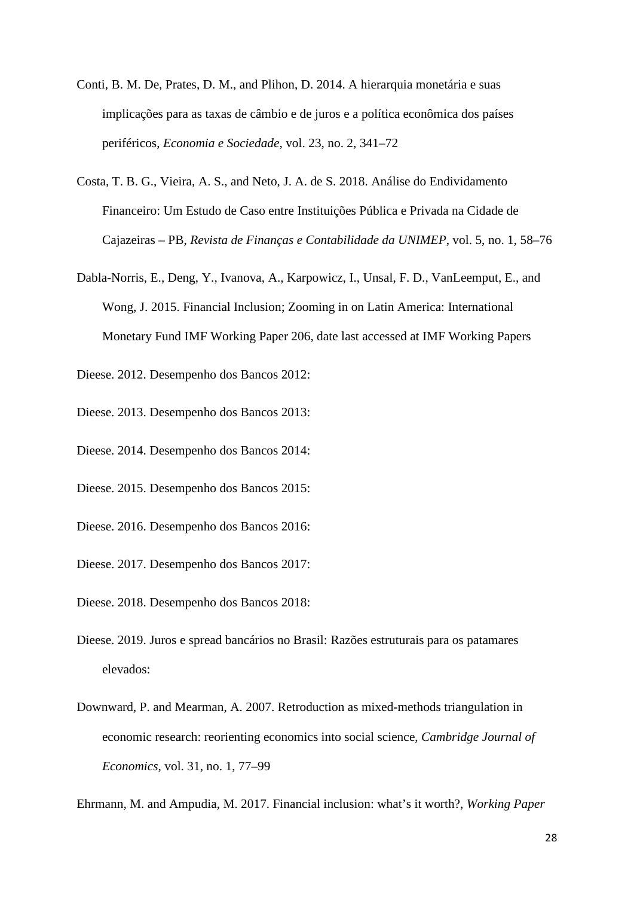Conti, B. M. De, Prates, D. M., and Plihon, D. 2014. A hierarquia monetária e suas implicações para as taxas de câmbio e de juros e a política econômica dos países periféricos, *Economia e Sociedade*, vol. 23, no. 2, 341–72

Costa, T. B. G., Vieira, A. S., and Neto, J. A. de S. 2018. Análise do Endividamento Financeiro: Um Estudo de Caso entre Instituições Pública e Privada na Cidade de Cajazeiras – PB, *Revista de Finanças e Contabilidade da UNIMEP*, vol. 5, no. 1, 58–76

Dabla-Norris, E., Deng, Y., Ivanova, A., Karpowicz, I., Unsal, F. D., VanLeemput, E., and Wong, J. 2015. Financial Inclusion; Zooming in on Latin America: International Monetary Fund IMF Working Paper 206, date last accessed at IMF Working Papers

Dieese. 2012. Desempenho dos Bancos 2012:

Dieese. 2013. Desempenho dos Bancos 2013:

Dieese. 2014. Desempenho dos Bancos 2014:

Dieese. 2015. Desempenho dos Bancos 2015:

Dieese. 2016. Desempenho dos Bancos 2016:

Dieese. 2017. Desempenho dos Bancos 2017:

Dieese. 2018. Desempenho dos Bancos 2018:

Dieese. 2019. Juros e spread bancários no Brasil: Razões estruturais para os patamares elevados:

Downward, P. and Mearman, A. 2007. Retroduction as mixed-methods triangulation in economic research: reorienting economics into social science, *Cambridge Journal of Economics*, vol. 31, no. 1, 77–99

Ehrmann, M. and Ampudia, M. 2017. Financial inclusion: what's it worth?, *Working Paper*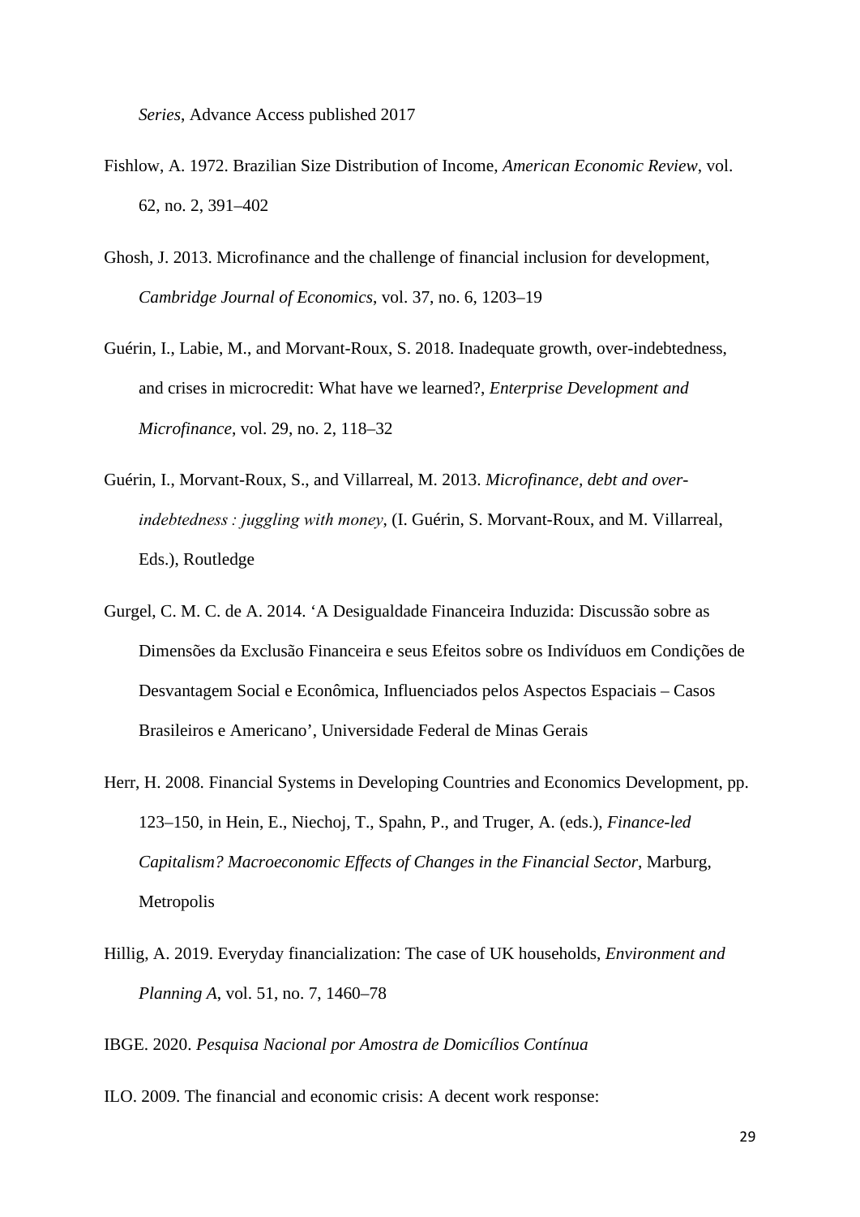*Series*, Advance Access published 2017

Fishlow, A. 1972. Brazilian Size Distribution of Income, *American Economic Review*, vol. 62, no. 2, 391–402

Ghosh, J. 2013. Microfinance and the challenge of financial inclusion for development, *Cambridge Journal of Economics*, vol. 37, no. 6, 1203–19

Guérin, I., Labie, M., and Morvant-Roux, S. 2018. Inadequate growth, over-indebtedness, and crises in microcredit: What have we learned?, *Enterprise Development and Microfinance*, vol. 29, no. 2, 118–32

Guérin, I., Morvant-Roux, S., and Villarreal, M. 2013. *Microfinance, debt and over-indebtedness : juggling with money*, (I. Guérin, S. Morvant-Roux, and M. Villarreal, Eds.), Routledge

Gurgel, C. M. C. de A. 2014. 'A Desigualdade Financeira Induzida: Discussão sobre as Dimensões da Exclusão Financeira e seus Efeitos sobre os Indivíduos em Condições de Desvantagem Social e Econômica, Influenciados pelos Aspectos Espaciais – Casos Brasileiros e Americano', Universidade Federal de Minas Gerais

Herr, H. 2008. Financial Systems in Developing Countries and Economics Development, pp. 123–150, in Hein, E., Niechoj, T., Spahn, P., and Truger, A. (eds.), *Finance-led Capitalism? Macroeconomic Effects of Changes in the Financial Sector*, Marburg, Metropolis

Hillig, A. 2019. Everyday financialization: The case of UK households, *Environment and Planning A*, vol. 51, no. 7, 1460–78

IBGE. 2020. *Pesquisa Nacional por Amostra de Domicílios Contínua*

ILO. 2009. The financial and economic crisis: A decent work response: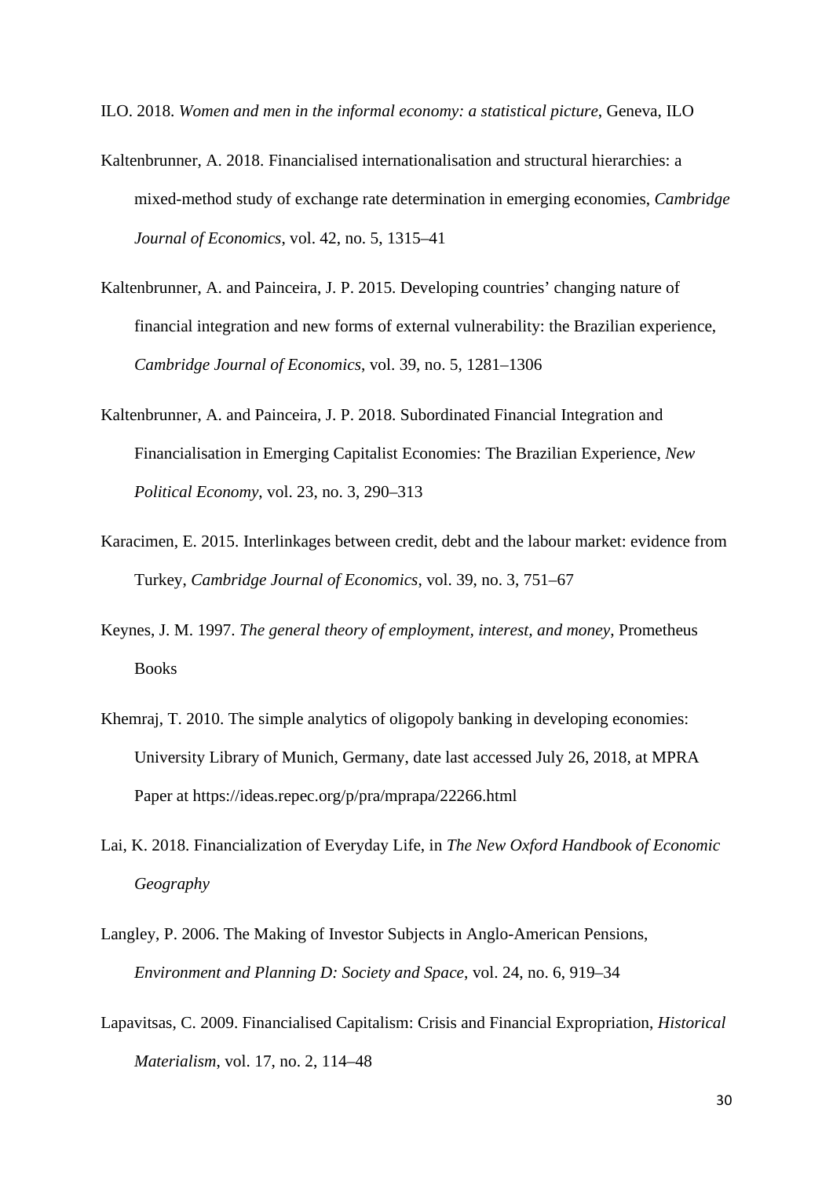ILO. 2018. *Women and men in the informal economy: a statistical picture*, Geneva, ILO

Kaltenbrunner, A. 2018. Financialised internationalisation and structural hierarchies: a mixed-method study of exchange rate determination in emerging economies, *Cambridge Journal of Economics*, vol. 42, no. 5, 1315–41

Kaltenbrunner, A. and Painceira, J. P. 2015. Developing countries' changing nature of financial integration and new forms of external vulnerability: the Brazilian experience, *Cambridge Journal of Economics*, vol. 39, no. 5, 1281–1306

Kaltenbrunner, A. and Painceira, J. P. 2018. Subordinated Financial Integration and Financialisation in Emerging Capitalist Economies: The Brazilian Experience, *New Political Economy*, vol. 23, no. 3, 290–313

Karacimen, E. 2015. Interlinkages between credit, debt and the labour market: evidence from Turkey, *Cambridge Journal of Economics*, vol. 39, no. 3, 751–67

Keynes, J. M. 1997. *The general theory of employment, interest, and money*, Prometheus Books

Khemraj, T. 2010. The simple analytics of oligopoly banking in developing economies: University Library of Munich, Germany, date last accessed July 26, 2018, at MPRA Paper at https://ideas.repec.org/p/pra/mprapa/22266.html

Lai, K. 2018. Financialization of Everyday Life, in *The New Oxford Handbook of Economic Geography*

Langley, P. 2006. The Making of Investor Subjects in Anglo-American Pensions, *Environment and Planning D: Society and Space*, vol. 24, no. 6, 919–34

Lapavitsas, C. 2009. Financialised Capitalism: Crisis and Financial Expropriation, *Historical Materialism*, vol. 17, no. 2, 114–48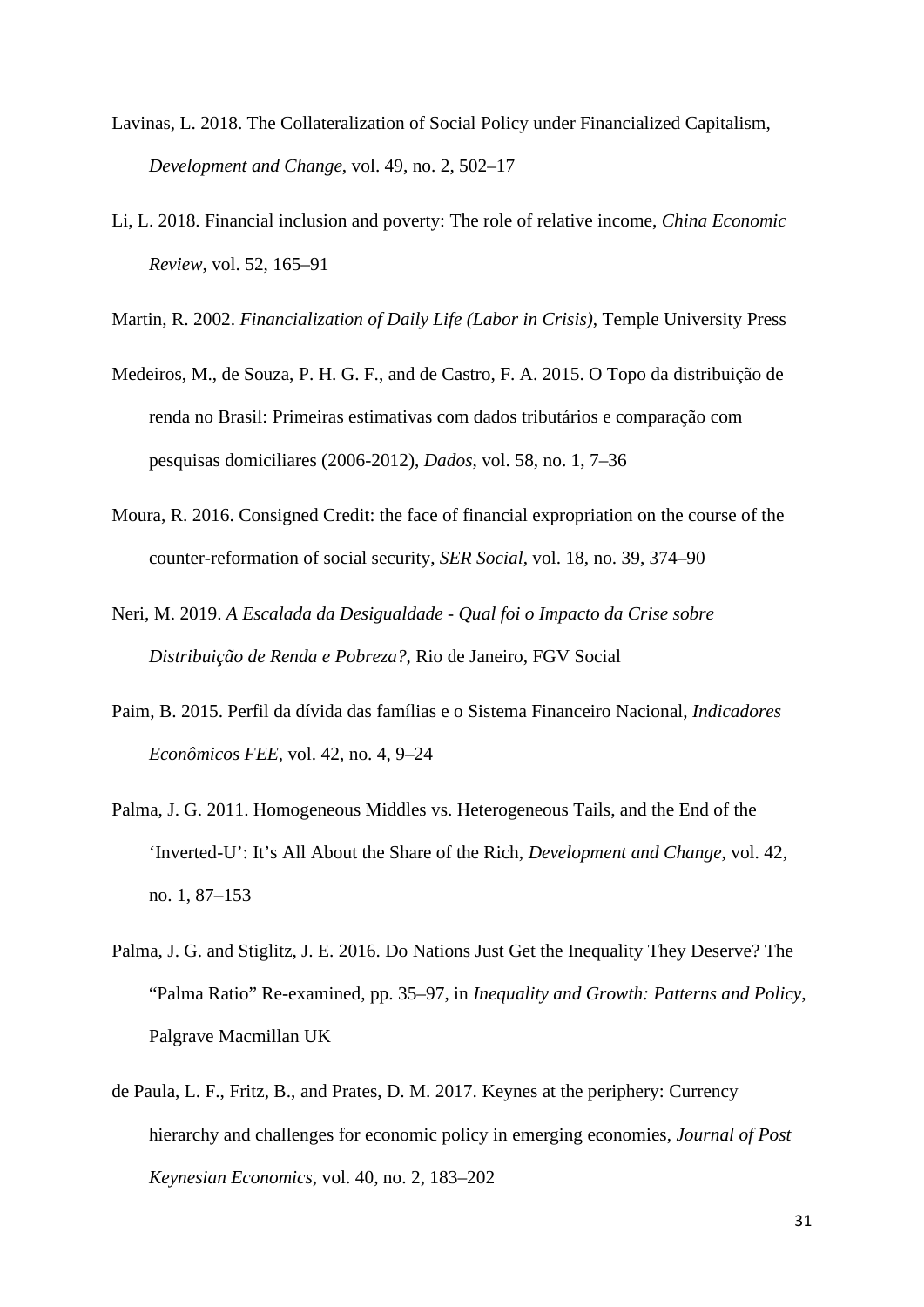Lavinas, L. 2018. The Collateralization of Social Policy under Financialized Capitalism, *Development and Change*, vol. 49, no. 2, 502–17

Li, L. 2018. Financial inclusion and poverty: The role of relative income, *China Economic Review*, vol. 52, 165–91

Martin, R. 2002. *Financialization of Daily Life (Labor in Crisis)*, Temple University Press

Medeiros, M., de Souza, P. H. G. F., and de Castro, F. A. 2015. O Topo da distribuição de renda no Brasil: Primeiras estimativas com dados tributários e comparação com pesquisas domiciliares (2006-2012), *Dados*, vol. 58, no. 1, 7–36

Moura, R. 2016. Consigned Credit: the face of financial expropriation on the course of the counter-reformation of social security, *SER Social*, vol. 18, no. 39, 374–90

Neri, M. 2019. *A Escalada da Desigualdade - Qual foi o Impacto da Crise sobre Distribuição de Renda e Pobreza?*, Rio de Janeiro, FGV Social

Paim, B. 2015. Perfil da dívida das famílias e o Sistema Financeiro Nacional, *Indicadores Econômicos FEE*, vol. 42, no. 4, 9–24

Palma, J. G. 2011. Homogeneous Middles vs. Heterogeneous Tails, and the End of the 'Inverted-U': It's All About the Share of the Rich, *Development and Change*, vol. 42, no. 1, 87–153

Palma, J. G. and Stiglitz, J. E. 2016. Do Nations Just Get the Inequality They Deserve? The "Palma Ratio" Re-examined, pp. 35–97, in *Inequality and Growth: Patterns and Policy*, Palgrave Macmillan UK

de Paula, L. F., Fritz, B., and Prates, D. M. 2017. Keynes at the periphery: Currency hierarchy and challenges for economic policy in emerging economies, *Journal of Post Keynesian Economics*, vol. 40, no. 2, 183–202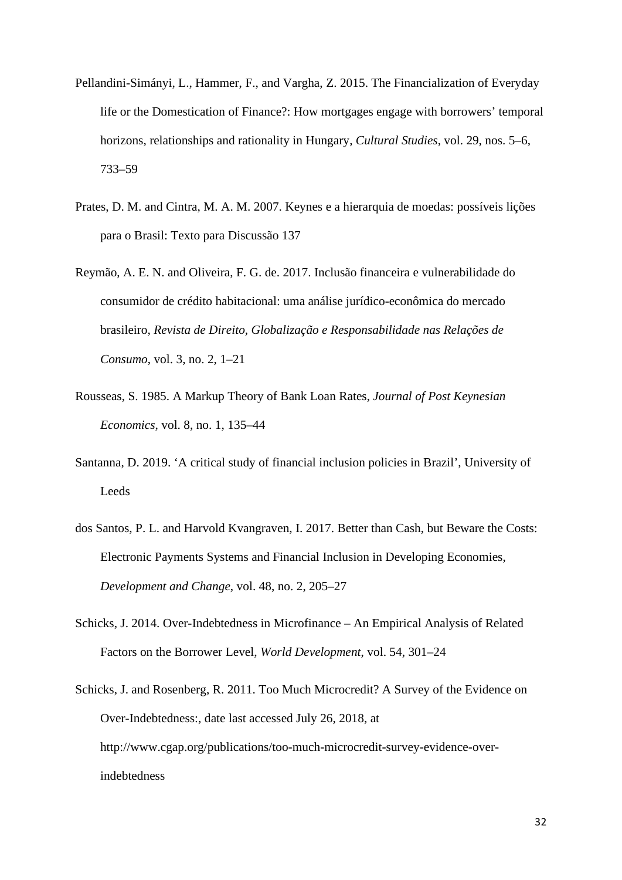Pellandini-Simányi, L., Hammer, F., and Vargha, Z. 2015. The Financialization of Everyday life or the Domestication of Finance?: How mortgages engage with borrowers' temporal horizons, relationships and rationality in Hungary, *Cultural Studies*, vol. 29, nos. 5–6, 733–59

Prates, D. M. and Cintra, M. A. M. 2007. Keynes e a hierarquia de moedas: possíveis lições para o Brasil: Texto para Discussão 137

Reymão, A. E. N. and Oliveira, F. G. de. 2017. Inclusão financeira e vulnerabilidade do consumidor de crédito habitacional: uma análise jurídico-econômica do mercado brasileiro, *Revista de Direito, Globalização e Responsabilidade nas Relações de Consumo*, vol. 3, no. 2, 1–21

Rousseas, S. 1985. A Markup Theory of Bank Loan Rates, *Journal of Post Keynesian Economics*, vol. 8, no. 1, 135–44

Santanna, D. 2019. 'A critical study of financial inclusion policies in Brazil', University of Leeds

dos Santos, P. L. and Harvold Kvangraven, I. 2017. Better than Cash, but Beware the Costs: Electronic Payments Systems and Financial Inclusion in Developing Economies, *Development and Change*, vol. 48, no. 2, 205–27

Schicks, J. 2014. Over-Indebtedness in Microfinance – An Empirical Analysis of Related Factors on the Borrower Level, *World Development*, vol. 54, 301–24

Schicks, J. and Rosenberg, R. 2011. Too Much Microcredit? A Survey of the Evidence on Over-Indebtedness:, date last accessed July 26, 2018, at http://www.cgap.org/publications/too-much-microcredit-survey-evidence-over-indebtedness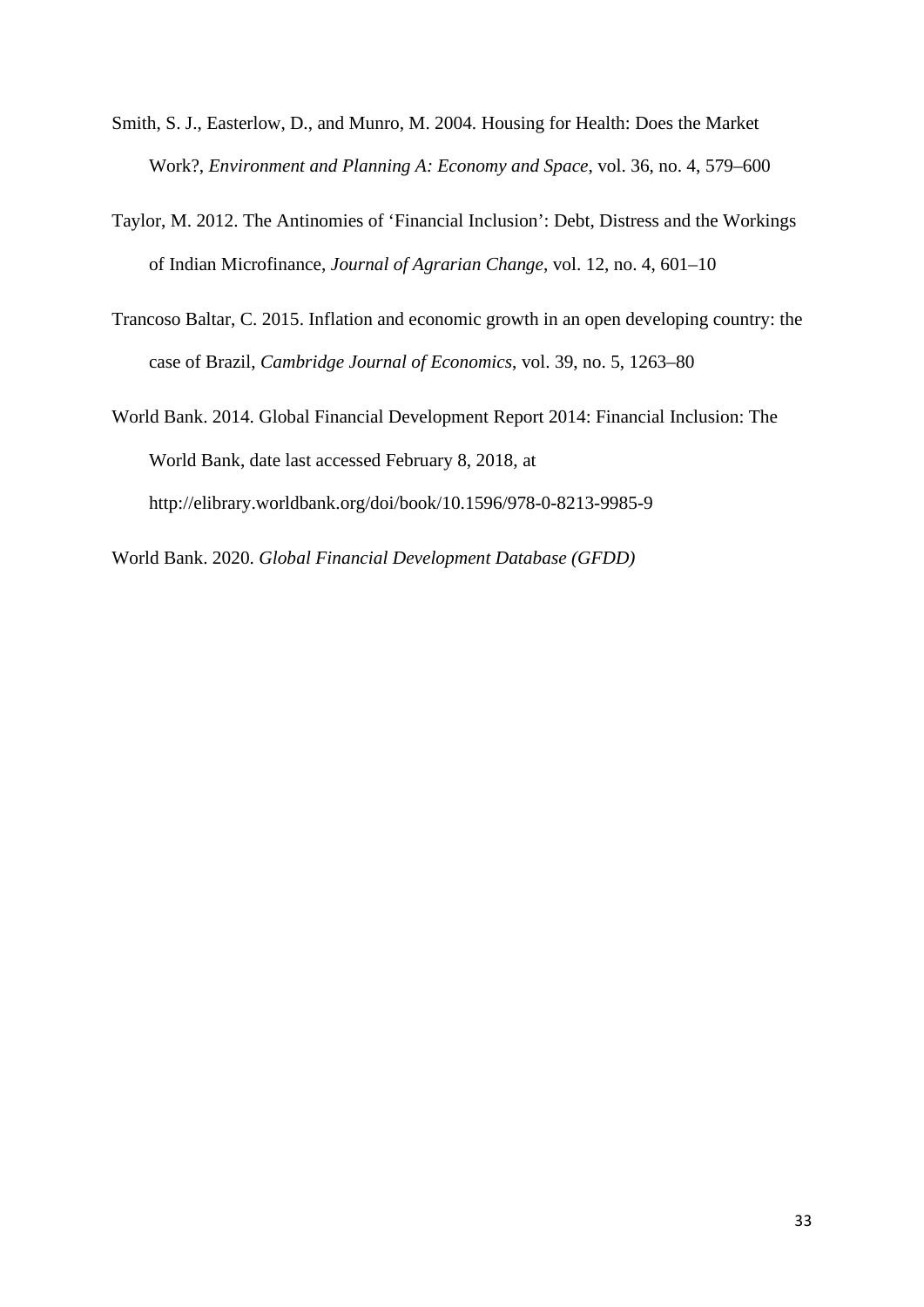Smith, S. J., Easterlow, D., and Munro, M. 2004. Housing for Health: Does the Market Work?, *Environment and Planning A: Economy and Space*, vol. 36, no. 4, 579–600

Taylor, M. 2012. The Antinomies of 'Financial Inclusion': Debt, Distress and the Workings of Indian Microfinance, *Journal of Agrarian Change*, vol. 12, no. 4, 601–10

Trancoso Baltar, C. 2015. Inflation and economic growth in an open developing country: the case of Brazil, *Cambridge Journal of Economics*, vol. 39, no. 5, 1263–80

World Bank. 2014. Global Financial Development Report 2014: Financial Inclusion: The World Bank, date last accessed February 8, 2018, at http://elibrary.worldbank.org/doi/book/10.1596/978-0-8213-9985-9

World Bank. 2020. *Global Financial Development Database (GFDD)*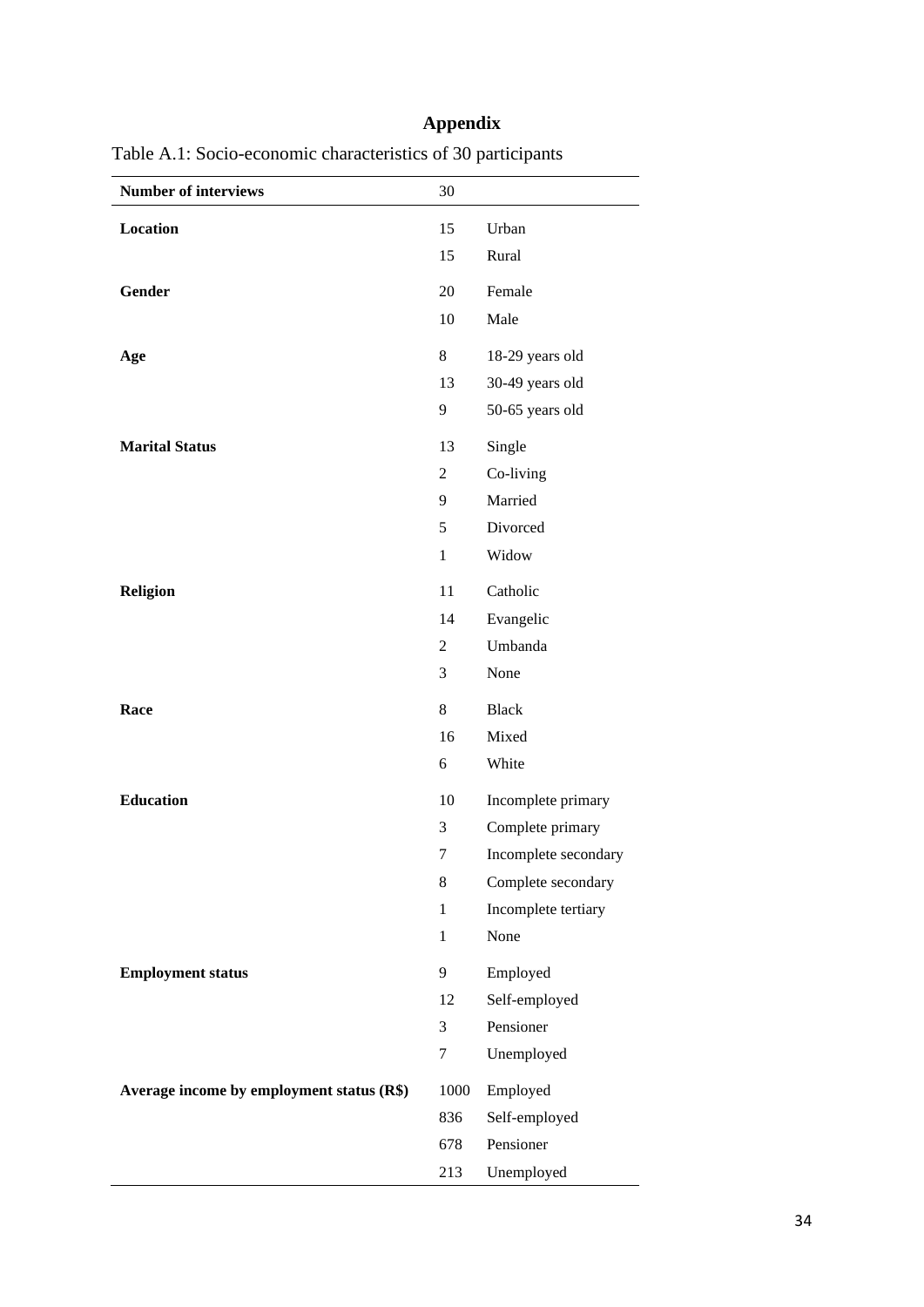# Appendix

Table A.1: Socio-economic characteristics of 30 participants

| **Number of interviews** | 30 | |
|---|---|---|
| **Location** | 15 | Urban |
| | 15 | Rural |
| **Gender** | 20 | Female |
| | 10 | Male |
| **Age** | 8 | 18-29 years old |
| | 13 | 30-49 years old |
| | 9 | 50-65 years old |
| **Marital Status** | 13 | Single |
| | 2 | Co-living |
| | 9 | Married |
| | 5 | Divorced |
| | 1 | Widow |
| **Religion** | 11 | Catholic |
| | 14 | Evangelic |
| | 2 | Umbanda |
| | 3 | None |
| **Race** | 8 | Black |
| | 16 | Mixed |
| | 6 | White |
| **Education** | 10 | Incomplete primary |
| | 3 | Complete primary |
| | 7 | Incomplete secondary |
| | 8 | Complete secondary |
| | 1 | Incomplete tertiary |
| | 1 | None |
| **Employment status** | 9 | Employed |
| | 12 | Self-employed |
| | 3 | Pensioner |
| | 7 | Unemployed |
| **Average income by employment status (R$)** | 1000 | Employed |
| | 836 | Self-employed |
| | 678 | Pensioner |
| | 213 | Unemployed |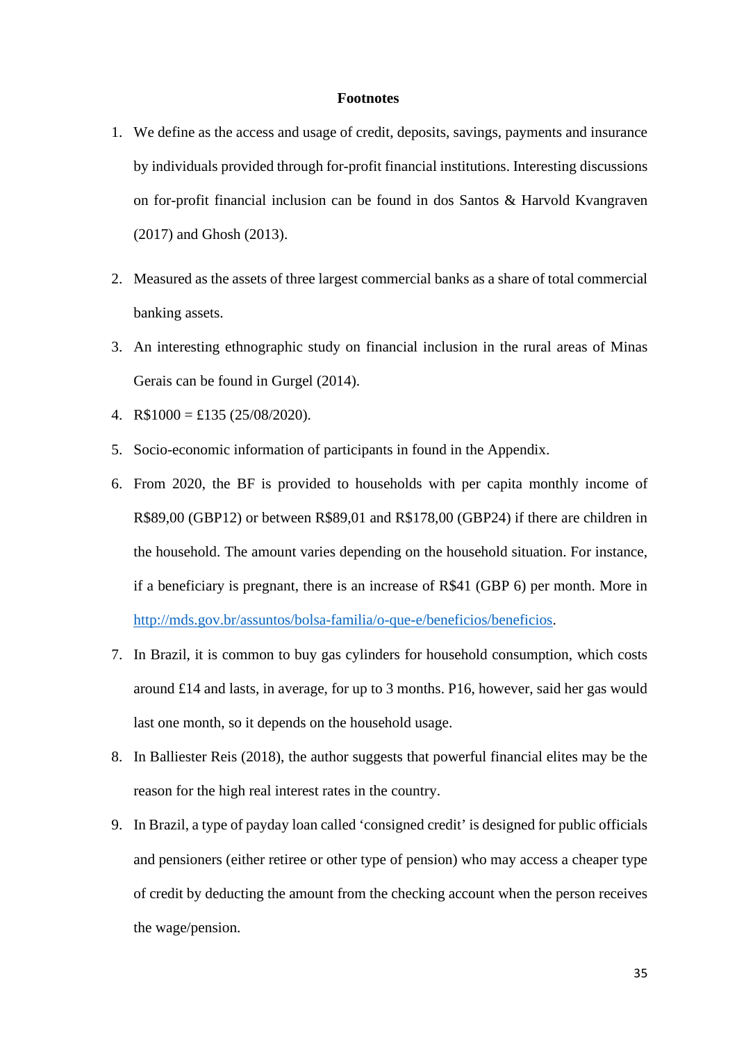### Footnotes

1. We define as the access and usage of credit, deposits, savings, payments and insurance by individuals provided through for-profit financial institutions. Interesting discussions on for-profit financial inclusion can be found in dos Santos & Harvold Kvangraven (2017) and Ghosh (2013).

2. Measured as the assets of three largest commercial banks as a share of total commercial banking assets.

3. An interesting ethnographic study on financial inclusion in the rural areas of Minas Gerais can be found in Gurgel (2014).

4. R$1000 = £135 (25/08/2020).

5. Socio-economic information of participants in found in the Appendix.

6. From 2020, the BF is provided to households with per capita monthly income of R$89,00 (GBP12) or between R$89,01 and R$178,00 (GBP24) if there are children in the household. The amount varies depending on the household situation. For instance, if a beneficiary is pregnant, there is an increase of R$41 (GBP 6) per month. More in [http://mds.gov.br/assuntos/bolsa-familia/o-que-e/beneficios/beneficios](http://mds.gov.br/assuntos/bolsa-familia/o-que-e/beneficios/beneficios).

7. In Brazil, it is common to buy gas cylinders for household consumption, which costs around £14 and lasts, in average, for up to 3 months. P16, however, said her gas would last one month, so it depends on the household usage.

8. In Balliester Reis (2018), the author suggests that powerful financial elites may be the reason for the high real interest rates in the country.

9. In Brazil, a type of payday loan called 'consigned credit' is designed for public officials and pensioners (either retiree or other type of pension) who may access a cheaper type of credit by deducting the amount from the checking account when the person receives the wage/pension.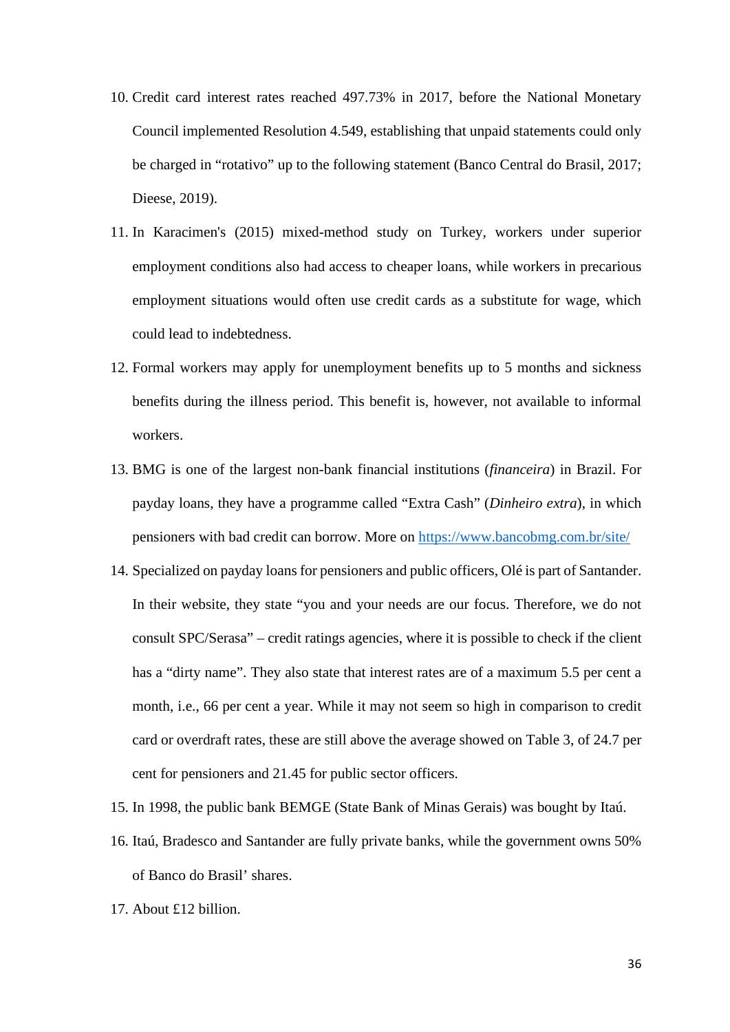10. Credit card interest rates reached 497.73% in 2017, before the National Monetary Council implemented Resolution 4.549, establishing that unpaid statements could only be charged in "rotativo" up to the following statement (Banco Central do Brasil, 2017; Dieese, 2019).
11. In Karacimen's (2015) mixed-method study on Turkey, workers under superior employment conditions also had access to cheaper loans, while workers in precarious employment situations would often use credit cards as a substitute for wage, which could lead to indebtedness.
12. Formal workers may apply for unemployment benefits up to 5 months and sickness benefits during the illness period. This benefit is, however, not available to informal workers.
13. BMG is one of the largest non-bank financial institutions (*financeira*) in Brazil. For payday loans, they have a programme called "Extra Cash" (*Dinheiro extra*), in which pensioners with bad credit can borrow. More on https://www.bancobmg.com.br/site/
14. Specialized on payday loans for pensioners and public officers, Olé is part of Santander. In their website, they state "you and your needs are our focus. Therefore, we do not consult SPC/Serasa" – credit ratings agencies, where it is possible to check if the client has a "dirty name". They also state that interest rates are of a maximum 5.5 per cent a month, i.e., 66 per cent a year. While it may not seem so high in comparison to credit card or overdraft rates, these are still above the average showed on Table 3, of 24.7 per cent for pensioners and 21.45 for public sector officers.
15. In 1998, the public bank BEMGE (State Bank of Minas Gerais) was bought by Itaú.
16. Itaú, Bradesco and Santander are fully private banks, while the government owns 50% of Banco do Brasil' shares.
17. About £12 billion.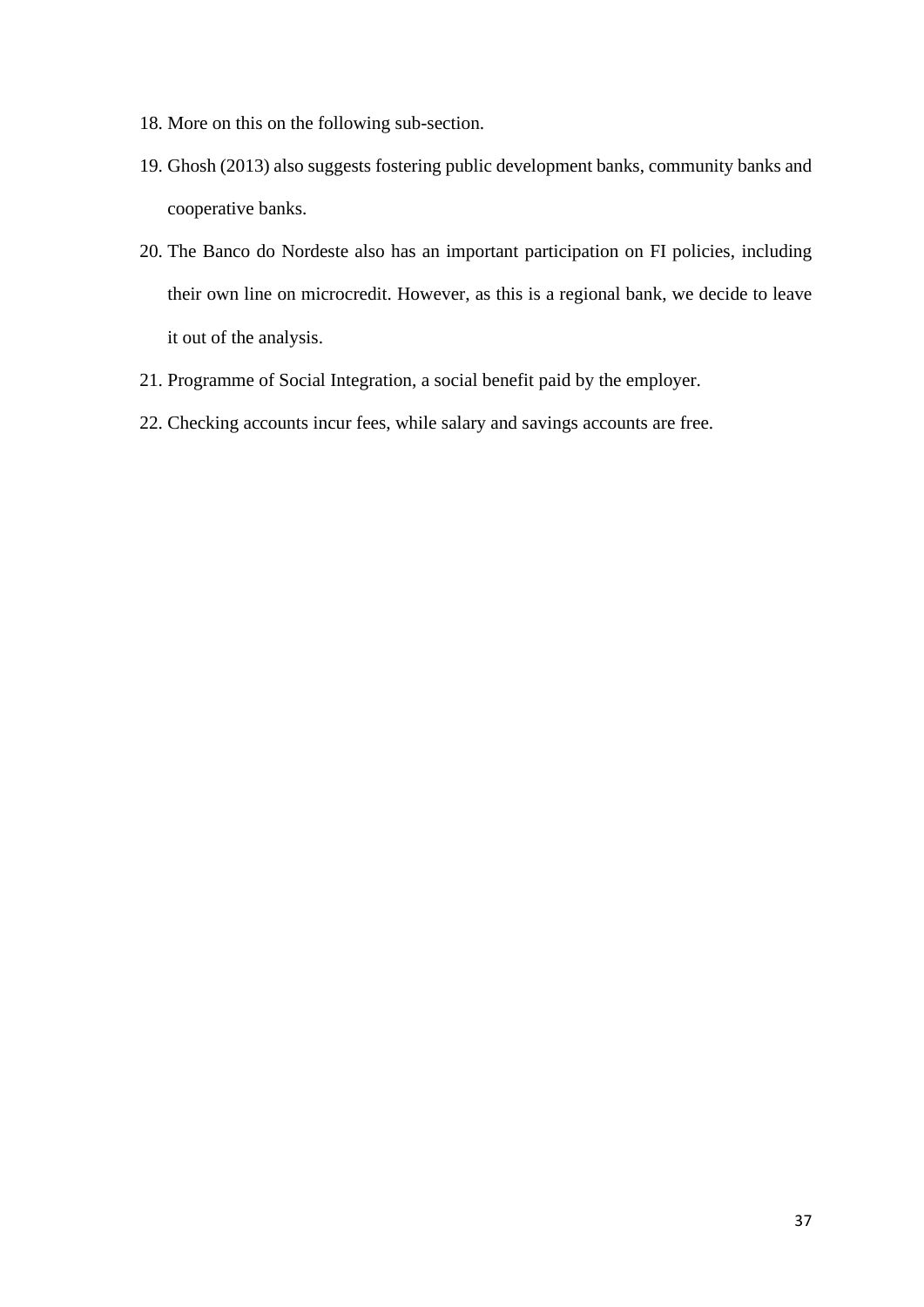18. More on this on the following sub-section.
19. Ghosh (2013) also suggests fostering public development banks, community banks and cooperative banks.
20. The Banco do Nordeste also has an important participation on FI policies, including their own line on microcredit. However, as this is a regional bank, we decide to leave it out of the analysis.
21. Programme of Social Integration, a social benefit paid by the employer.
22. Checking accounts incur fees, while salary and savings accounts are free.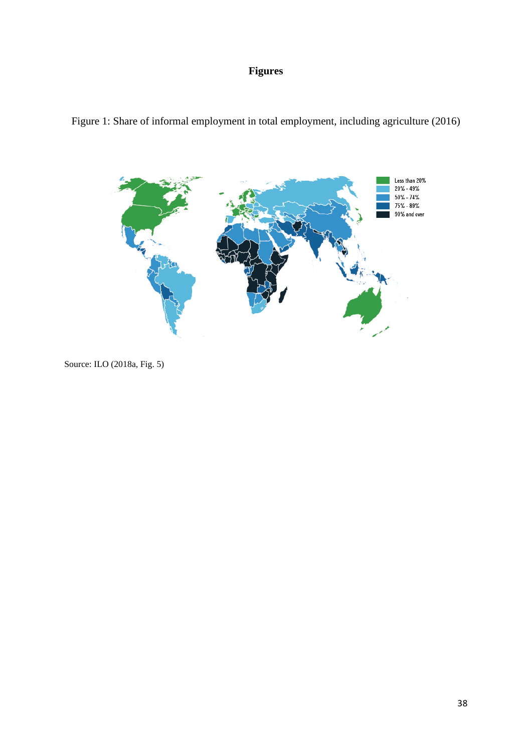**Figures**

Figure 1: Share of informal employment in total employment, including agriculture (2016)

Source: ILO (2018a, Fig. 5)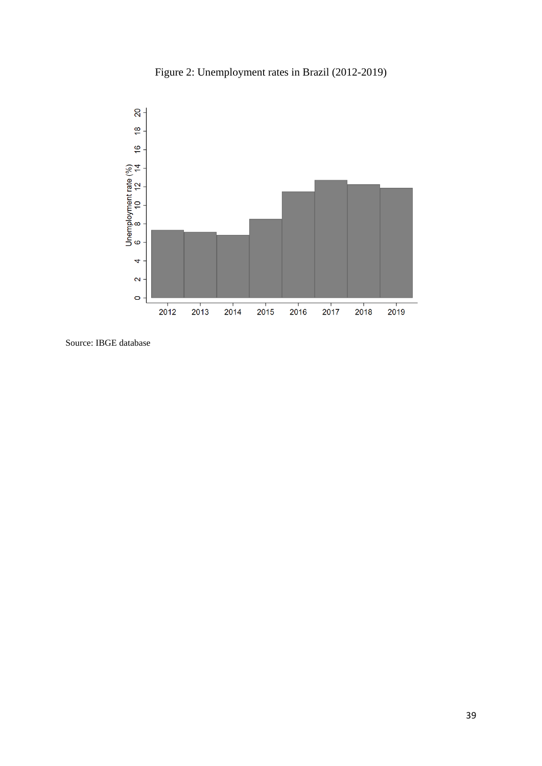Figure 2: Unemployment rates in Brazil (2012-2019)

Source: IBGE database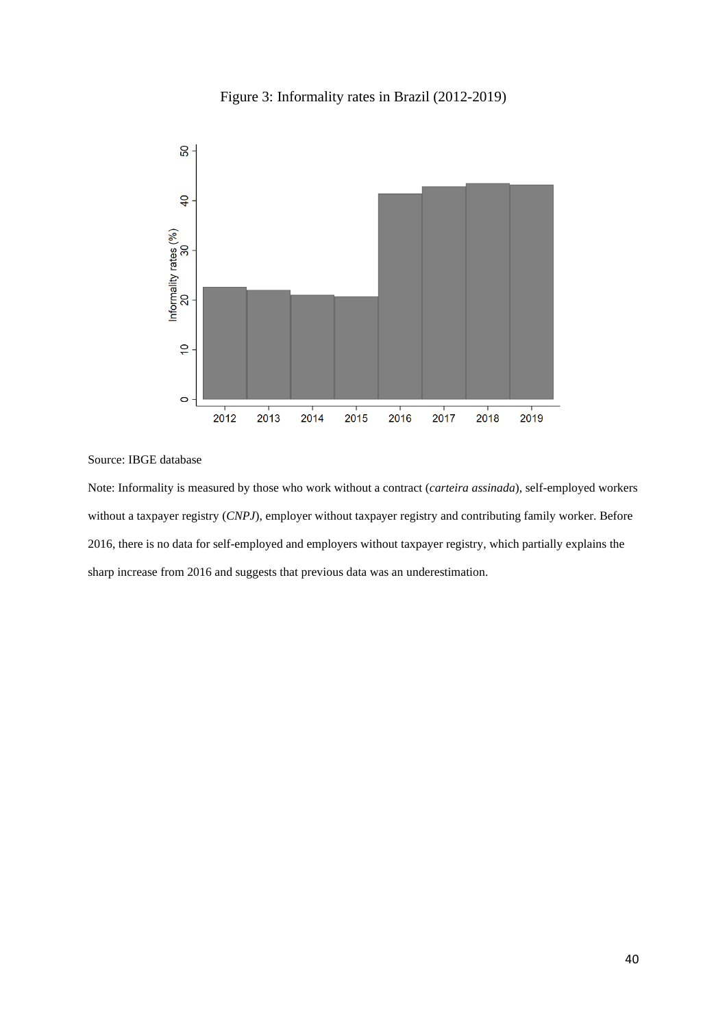Figure 3: Informality rates in Brazil (2012-2019)

Source: IBGE database

Note: Informality is measured by those who work without a contract (*carteira assinada*), self-employed workers without a taxpayer registry (*CNPJ*), employer without taxpayer registry and contributing family worker. Before 2016, there is no data for self-employed and employers without taxpayer registry, which partially explains the sharp increase from 2016 and suggests that previous data was an underestimation.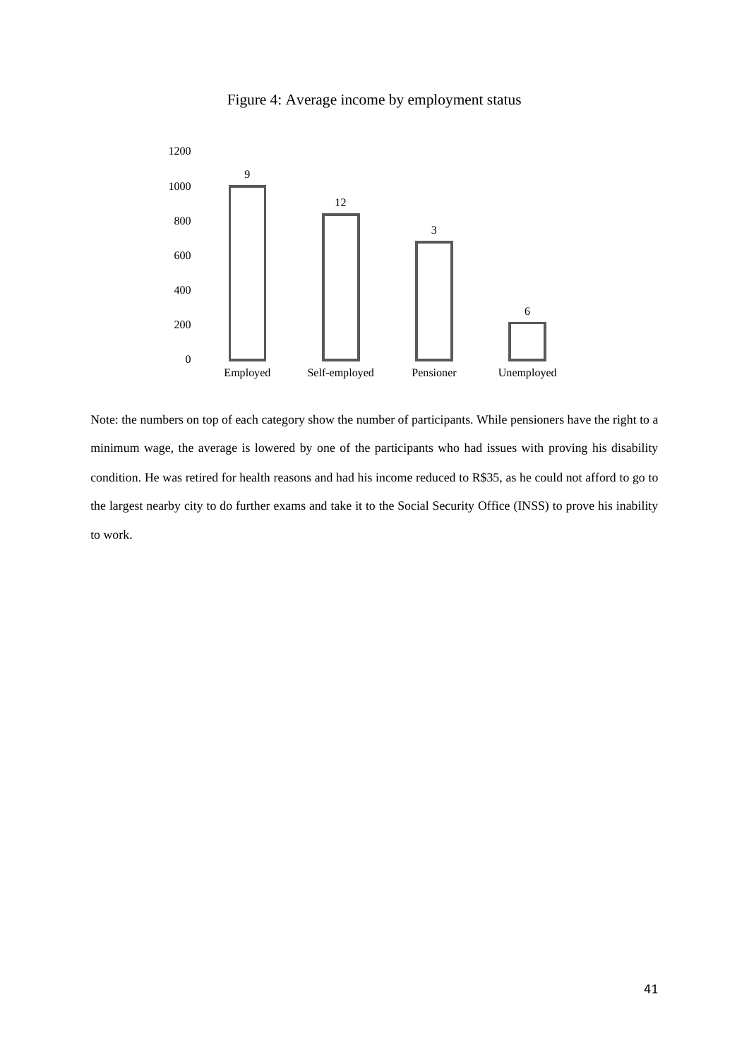Figure 4: Average income by employment status

Note: the numbers on top of each category show the number of participants. While pensioners have the right to a minimum wage, the average is lowered by one of the participants who had issues with proving his disability condition. He was retired for health reasons and had his income reduced to R$35, as he could not afford to go to the largest nearby city to do further exams and take it to the Social Security Office (INSS) to prove his inability to work.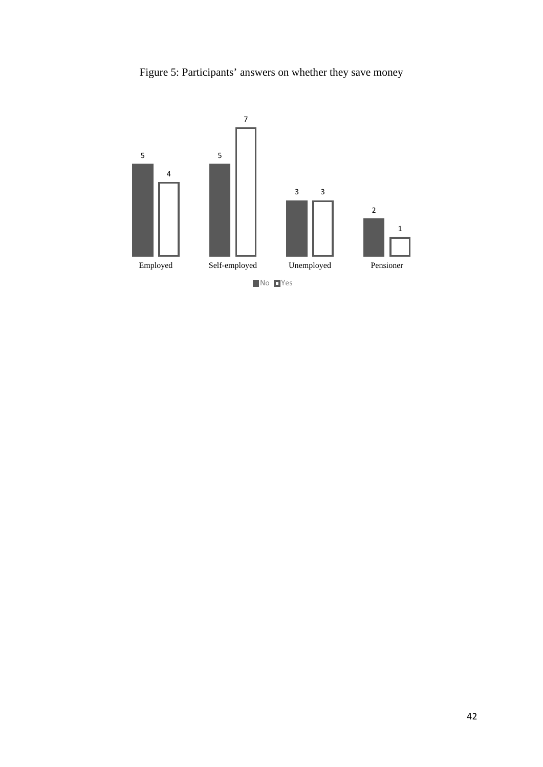Figure 5: Participants' answers on whether they save money

| | No | Yes |
|---|---|---|
| Employed | 5 | 4 |
| Self-employed | 5 | 7 |
| Unemployed | 3 | 3 |
| Pensioner | 2 | 1 |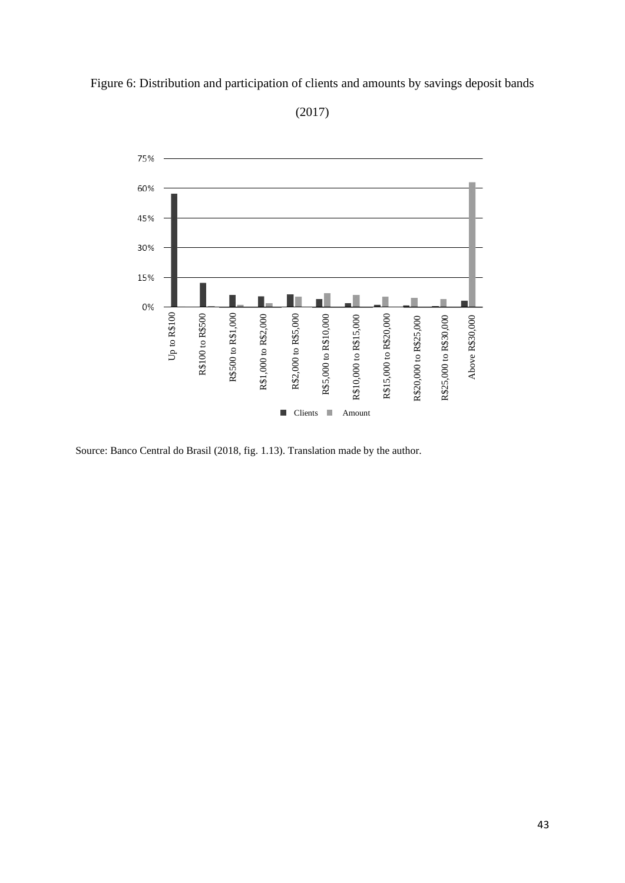Figure 6: Distribution and participation of clients and amounts by savings deposit bands (2017)

Source: Banco Central do Brasil (2018, fig. 1.13). Translation made by the author.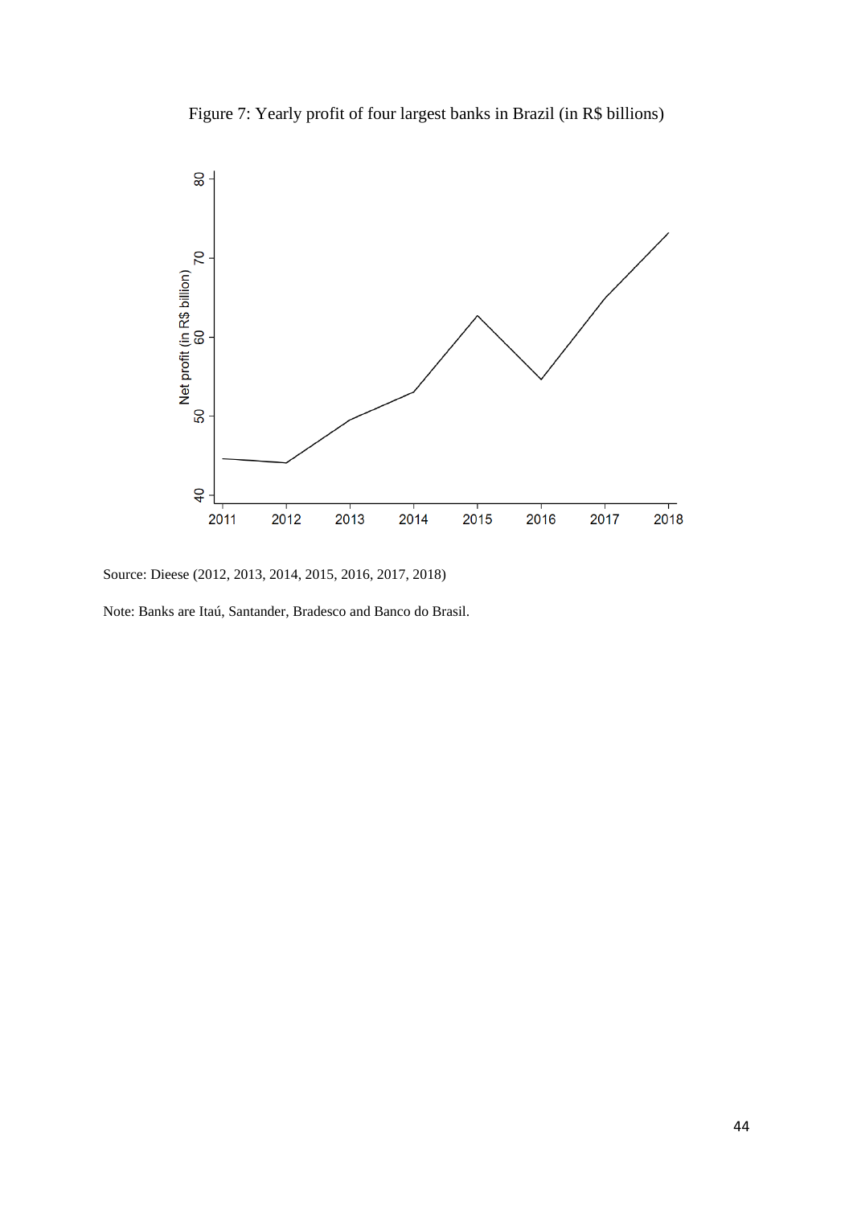Figure 7: Yearly profit of four largest banks in Brazil (in R$ billions)

Source: Dieese (2012, 2013, 2014, 2015, 2016, 2017, 2018)

Note: Banks are Itaú, Santander, Bradesco and Banco do Brasil.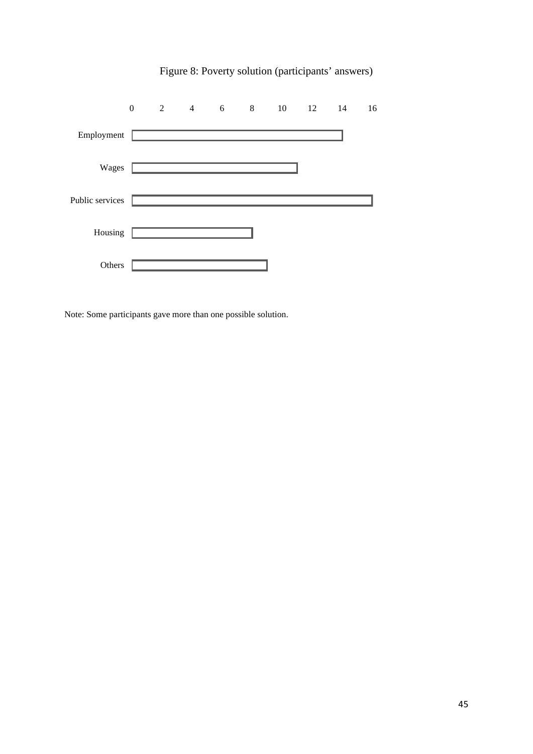Figure 8: Poverty solution (participants' answers)

| Category | Value |
| --- | --- |
| Employment | 14 |
| Wages | 11 |
| Public services | 16 |
| Housing | 8 |
| Others | 9 |

Note: Some participants gave more than one possible solution.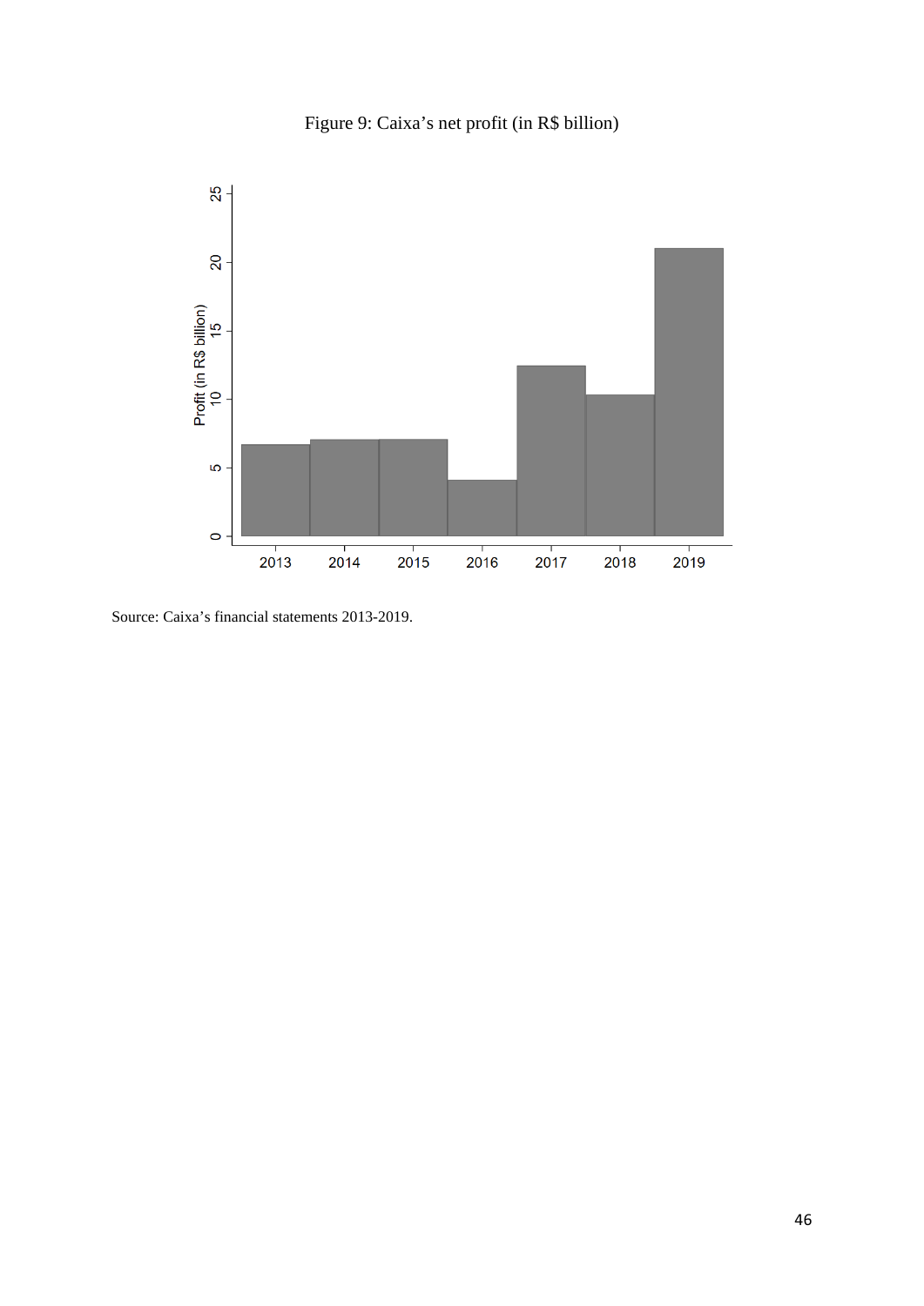Figure 9: Caixa's net profit (in R$ billion)

Source: Caixa's financial statements 2013-2019.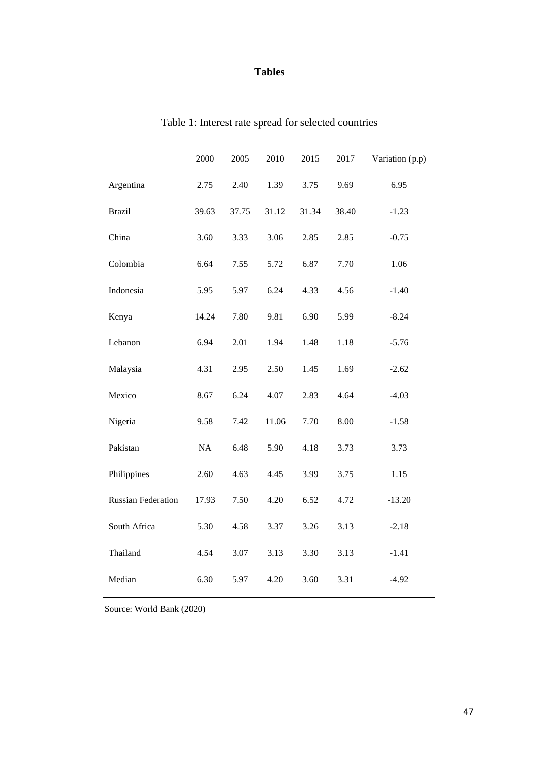# Tables

Table 1: Interest rate spread for selected countries

|  | 2000 | 2005 | 2010 | 2015 | 2017 | Variation (p.p) |
|---|---|---|---|---|---|---|
| Argentina | 2.75 | 2.40 | 1.39 | 3.75 | 9.69 | 6.95 |
| Brazil | 39.63 | 37.75 | 31.12 | 31.34 | 38.40 | -1.23 |
| China | 3.60 | 3.33 | 3.06 | 2.85 | 2.85 | -0.75 |
| Colombia | 6.64 | 7.55 | 5.72 | 6.87 | 7.70 | 1.06 |
| Indonesia | 5.95 | 5.97 | 6.24 | 4.33 | 4.56 | -1.40 |
| Kenya | 14.24 | 7.80 | 9.81 | 6.90 | 5.99 | -8.24 |
| Lebanon | 6.94 | 2.01 | 1.94 | 1.48 | 1.18 | -5.76 |
| Malaysia | 4.31 | 2.95 | 2.50 | 1.45 | 1.69 | -2.62 |
| Mexico | 8.67 | 6.24 | 4.07 | 2.83 | 4.64 | -4.03 |
| Nigeria | 9.58 | 7.42 | 11.06 | 7.70 | 8.00 | -1.58 |
| Pakistan | NA | 6.48 | 5.90 | 4.18 | 3.73 | 3.73 |
| Philippines | 2.60 | 4.63 | 4.45 | 3.99 | 3.75 | 1.15 |
| Russian Federation | 17.93 | 7.50 | 4.20 | 6.52 | 4.72 | -13.20 |
| South Africa | 5.30 | 4.58 | 3.37 | 3.26 | 3.13 | -2.18 |
| Thailand | 4.54 | 3.07 | 3.13 | 3.30 | 3.13 | -1.41 |
| Median | 6.30 | 5.97 | 4.20 | 3.60 | 3.31 | -4.92 |

Source: World Bank (2020)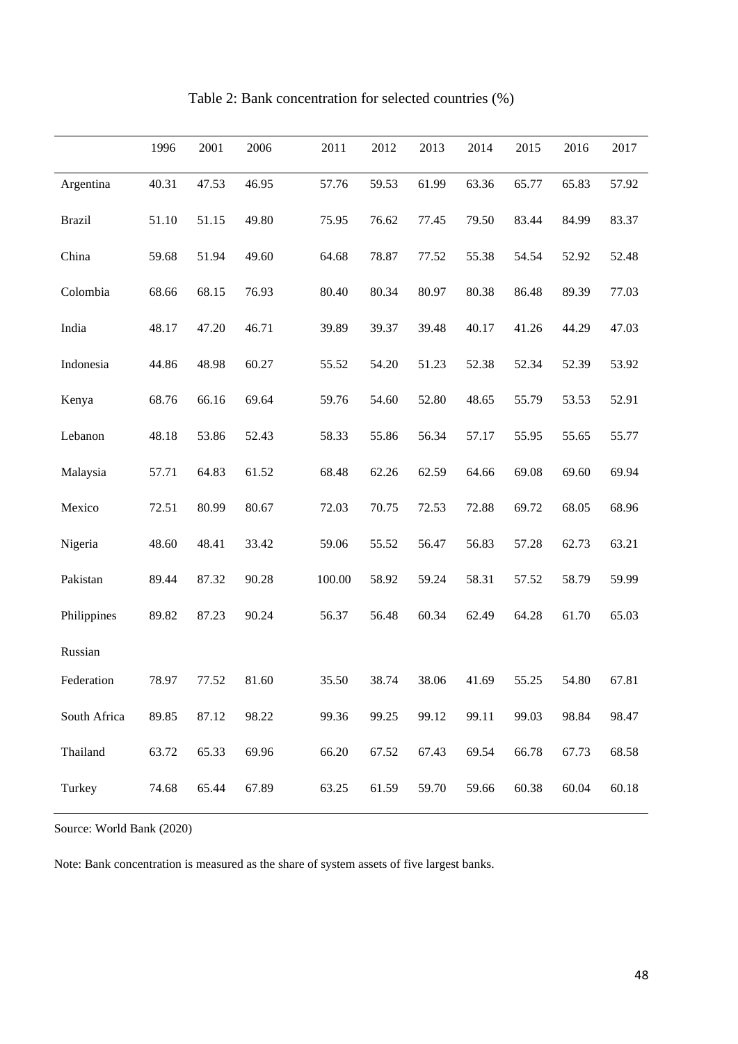Table 2: Bank concentration for selected countries (%)

| | 1996 | 2001 | 2006 | 2011 | 2012 | 2013 | 2014 | 2015 | 2016 | 2017 |
|---|---|---|---|---|---|---|---|---|---|---|
| Argentina | 40.31 | 47.53 | 46.95 | 57.76 | 59.53 | 61.99 | 63.36 | 65.77 | 65.83 | 57.92 |
| Brazil | 51.10 | 51.15 | 49.80 | 75.95 | 76.62 | 77.45 | 79.50 | 83.44 | 84.99 | 83.37 |
| China | 59.68 | 51.94 | 49.60 | 64.68 | 78.87 | 77.52 | 55.38 | 54.54 | 52.92 | 52.48 |
| Colombia | 68.66 | 68.15 | 76.93 | 80.40 | 80.34 | 80.97 | 80.38 | 86.48 | 89.39 | 77.03 |
| India | 48.17 | 47.20 | 46.71 | 39.89 | 39.37 | 39.48 | 40.17 | 41.26 | 44.29 | 47.03 |
| Indonesia | 44.86 | 48.98 | 60.27 | 55.52 | 54.20 | 51.23 | 52.38 | 52.34 | 52.39 | 53.92 |
| Kenya | 68.76 | 66.16 | 69.64 | 59.76 | 54.60 | 52.80 | 48.65 | 55.79 | 53.53 | 52.91 |
| Lebanon | 48.18 | 53.86 | 52.43 | 58.33 | 55.86 | 56.34 | 57.17 | 55.95 | 55.65 | 55.77 |
| Malaysia | 57.71 | 64.83 | 61.52 | 68.48 | 62.26 | 62.59 | 64.66 | 69.08 | 69.60 | 69.94 |
| Mexico | 72.51 | 80.99 | 80.67 | 72.03 | 70.75 | 72.53 | 72.88 | 69.72 | 68.05 | 68.96 |
| Nigeria | 48.60 | 48.41 | 33.42 | 59.06 | 55.52 | 56.47 | 56.83 | 57.28 | 62.73 | 63.21 |
| Pakistan | 89.44 | 87.32 | 90.28 | 100.00 | 58.92 | 59.24 | 58.31 | 57.52 | 58.79 | 59.99 |
| Philippines | 89.82 | 87.23 | 90.24 | 56.37 | 56.48 | 60.34 | 62.49 | 64.28 | 61.70 | 65.03 |
| Russian Federation | 78.97 | 77.52 | 81.60 | 35.50 | 38.74 | 38.06 | 41.69 | 55.25 | 54.80 | 67.81 |
| South Africa | 89.85 | 87.12 | 98.22 | 99.36 | 99.25 | 99.12 | 99.11 | 99.03 | 98.84 | 98.47 |
| Thailand | 63.72 | 65.33 | 69.96 | 66.20 | 67.52 | 67.43 | 69.54 | 66.78 | 67.73 | 68.58 |
| Turkey | 74.68 | 65.44 | 67.89 | 63.25 | 61.59 | 59.70 | 59.66 | 60.38 | 60.04 | 60.18 |

Source: World Bank (2020)

Note: Bank concentration is measured as the share of system assets of five largest banks.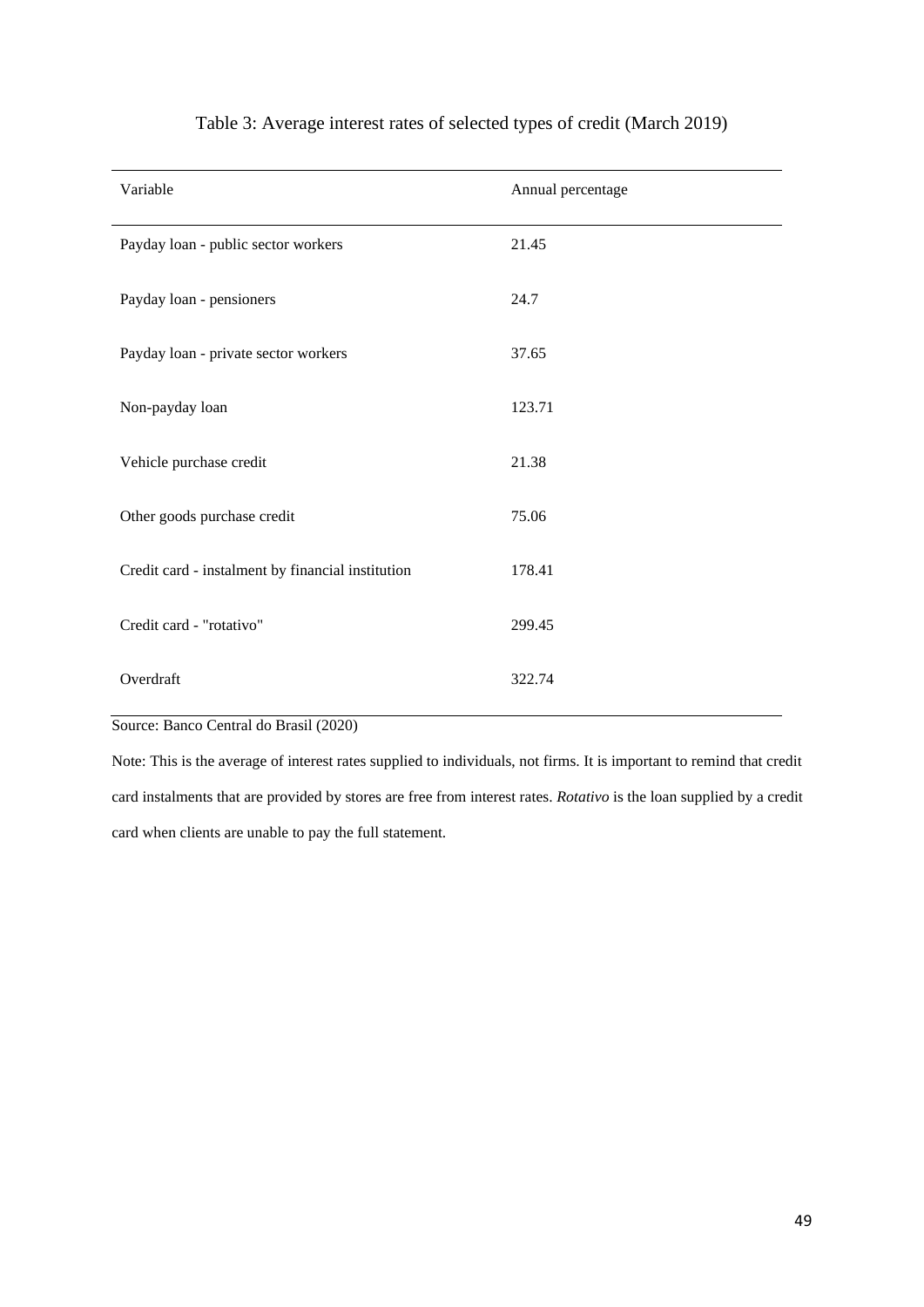Table 3: Average interest rates of selected types of credit (March 2019)

| Variable | Annual percentage |
| --- | --- |
| Payday loan - public sector workers | 21.45 |
| Payday loan - pensioners | 24.7 |
| Payday loan - private sector workers | 37.65 |
| Non-payday loan | 123.71 |
| Vehicle purchase credit | 21.38 |
| Other goods purchase credit | 75.06 |
| Credit card - instalment by financial institution | 178.41 |
| Credit card - "rotativo" | 299.45 |
| Overdraft | 322.74 |

Source: Banco Central do Brasil (2020)

Note: This is the average of interest rates supplied to individuals, not firms. It is important to remind that credit card instalments that are provided by stores are free from interest rates. *Rotativo* is the loan supplied by a credit card when clients are unable to pay the full statement.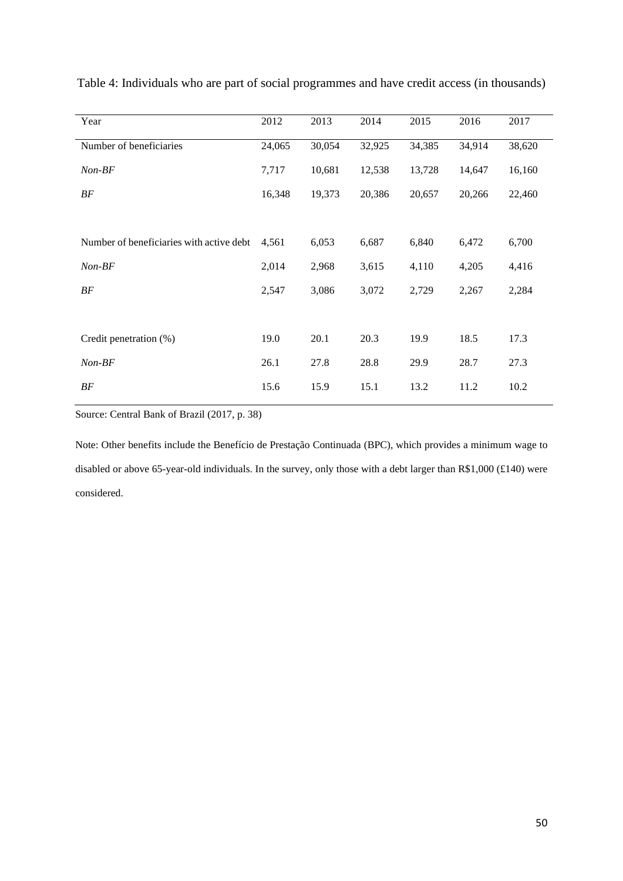Table 4: Individuals who are part of social programmes and have credit access (in thousands)

| Year | 2012 | 2013 | 2014 | 2015 | 2016 | 2017 |
|---|---|---|---|---|---|---|
| Number of beneficiaries | 24,065 | 30,054 | 32,925 | 34,385 | 34,914 | 38,620 |
| *Non-BF* | 7,717 | 10,681 | 12,538 | 13,728 | 14,647 | 16,160 |
| *BF* | 16,348 | 19,373 | 20,386 | 20,657 | 20,266 | 22,460 |
| | | | | | | |
| Number of beneficiaries with active debt | 4,561 | 6,053 | 6,687 | 6,840 | 6,472 | 6,700 |
| *Non-BF* | 2,014 | 2,968 | 3,615 | 4,110 | 4,205 | 4,416 |
| *BF* | 2,547 | 3,086 | 3,072 | 2,729 | 2,267 | 2,284 |
| | | | | | | |
| Credit penetration (%) | 19.0 | 20.1 | 20.3 | 19.9 | 18.5 | 17.3 |
| *Non-BF* | 26.1 | 27.8 | 28.8 | 29.9 | 28.7 | 27.3 |
| *BF* | 15.6 | 15.9 | 15.1 | 13.2 | 11.2 | 10.2 |

Source: Central Bank of Brazil (2017, p. 38)

Note: Other benefits include the Benefício de Prestação Continuada (BPC), which provides a minimum wage to disabled or above 65-year-old individuals. In the survey, only those with a debt larger than R$1,000 (£140) were considered.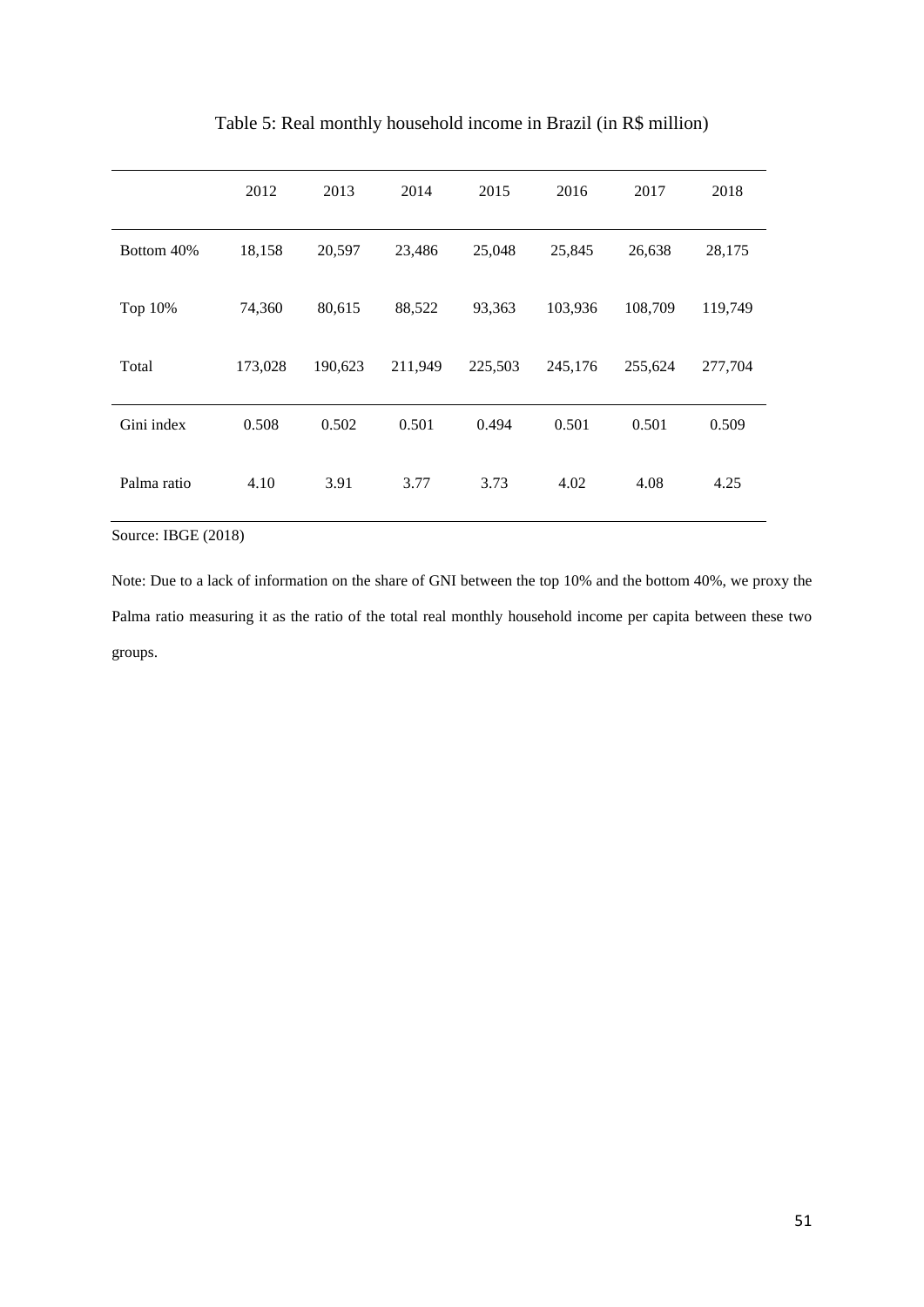Table 5: Real monthly household income in Brazil (in R$ million)

| | 2012 | 2013 | 2014 | 2015 | 2016 | 2017 | 2018 |
|---|---|---|---|---|---|---|---|
| Bottom 40% | 18,158 | 20,597 | 23,486 | 25,048 | 25,845 | 26,638 | 28,175 |
| Top 10% | 74,360 | 80,615 | 88,522 | 93,363 | 103,936 | 108,709 | 119,749 |
| Total | 173,028 | 190,623 | 211,949 | 225,503 | 245,176 | 255,624 | 277,704 |
| Gini index | 0.508 | 0.502 | 0.501 | 0.494 | 0.501 | 0.501 | 0.509 |
| Palma ratio | 4.10 | 3.91 | 3.77 | 3.73 | 4.02 | 4.08 | 4.25 |

Source: IBGE (2018)

Note: Due to a lack of information on the share of GNI between the top 10% and the bottom 40%, we proxy the Palma ratio measuring it as the ratio of the total real monthly household income per capita between these two groups.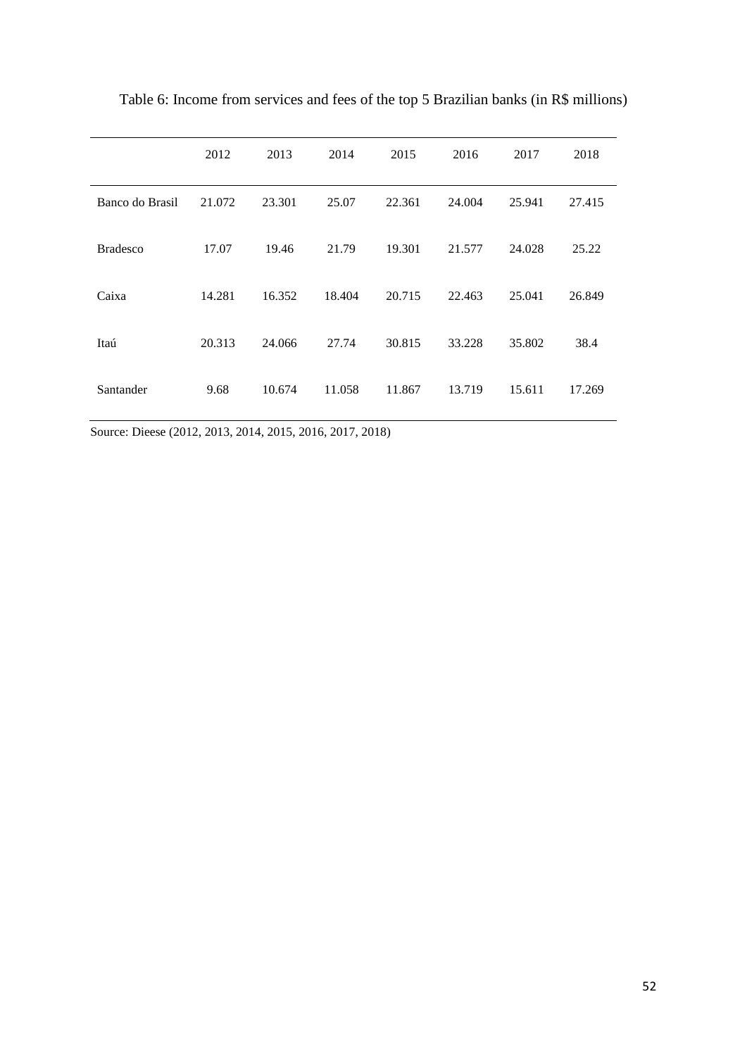Table 6: Income from services and fees of the top 5 Brazilian banks (in R$ millions)

| | 2012 | 2013 | 2014 | 2015 | 2016 | 2017 | 2018 |
|---|---|---|---|---|---|---|---|
| Banco do Brasil | 21.072 | 23.301 | 25.07 | 22.361 | 24.004 | 25.941 | 27.415 |
| Bradesco | 17.07 | 19.46 | 21.79 | 19.301 | 21.577 | 24.028 | 25.22 |
| Caixa | 14.281 | 16.352 | 18.404 | 20.715 | 22.463 | 25.041 | 26.849 |
| Itaú | 20.313 | 24.066 | 27.74 | 30.815 | 33.228 | 35.802 | 38.4 |
| Santander | 9.68 | 10.674 | 11.058 | 11.867 | 13.719 | 15.611 | 17.269 |

Source: Dieese (2012, 2013, 2014, 2015, 2016, 2017, 2018)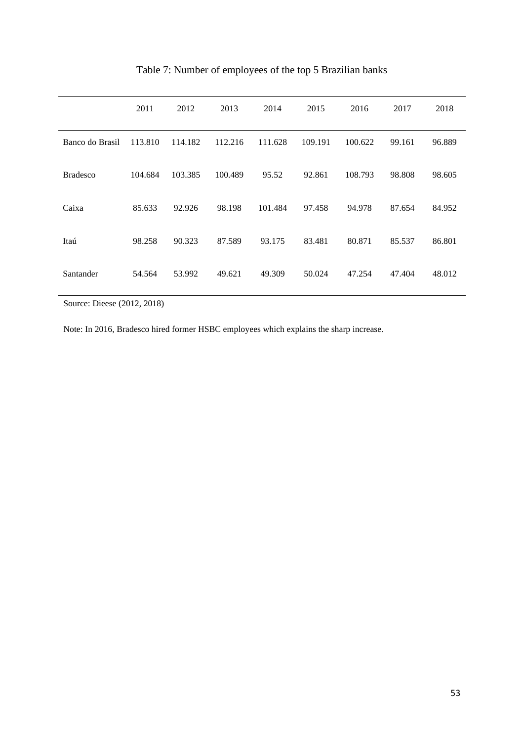Table 7: Number of employees of the top 5 Brazilian banks

| | 2011 | 2012 | 2013 | 2014 | 2015 | 2016 | 2017 | 2018 |
|---|---|---|---|---|---|---|---|---|
| Banco do Brasil | 113.810 | 114.182 | 112.216 | 111.628 | 109.191 | 100.622 | 99.161 | 96.889 |
| Bradesco | 104.684 | 103.385 | 100.489 | 95.52 | 92.861 | 108.793 | 98.808 | 98.605 |
| Caixa | 85.633 | 92.926 | 98.198 | 101.484 | 97.458 | 94.978 | 87.654 | 84.952 |
| Itaú | 98.258 | 90.323 | 87.589 | 93.175 | 83.481 | 80.871 | 85.537 | 86.801 |
| Santander | 54.564 | 53.992 | 49.621 | 49.309 | 50.024 | 47.254 | 47.404 | 48.012 |

Source: Dieese (2012, 2018)

Note: In 2016, Bradesco hired former HSBC employees which explains the sharp increase.